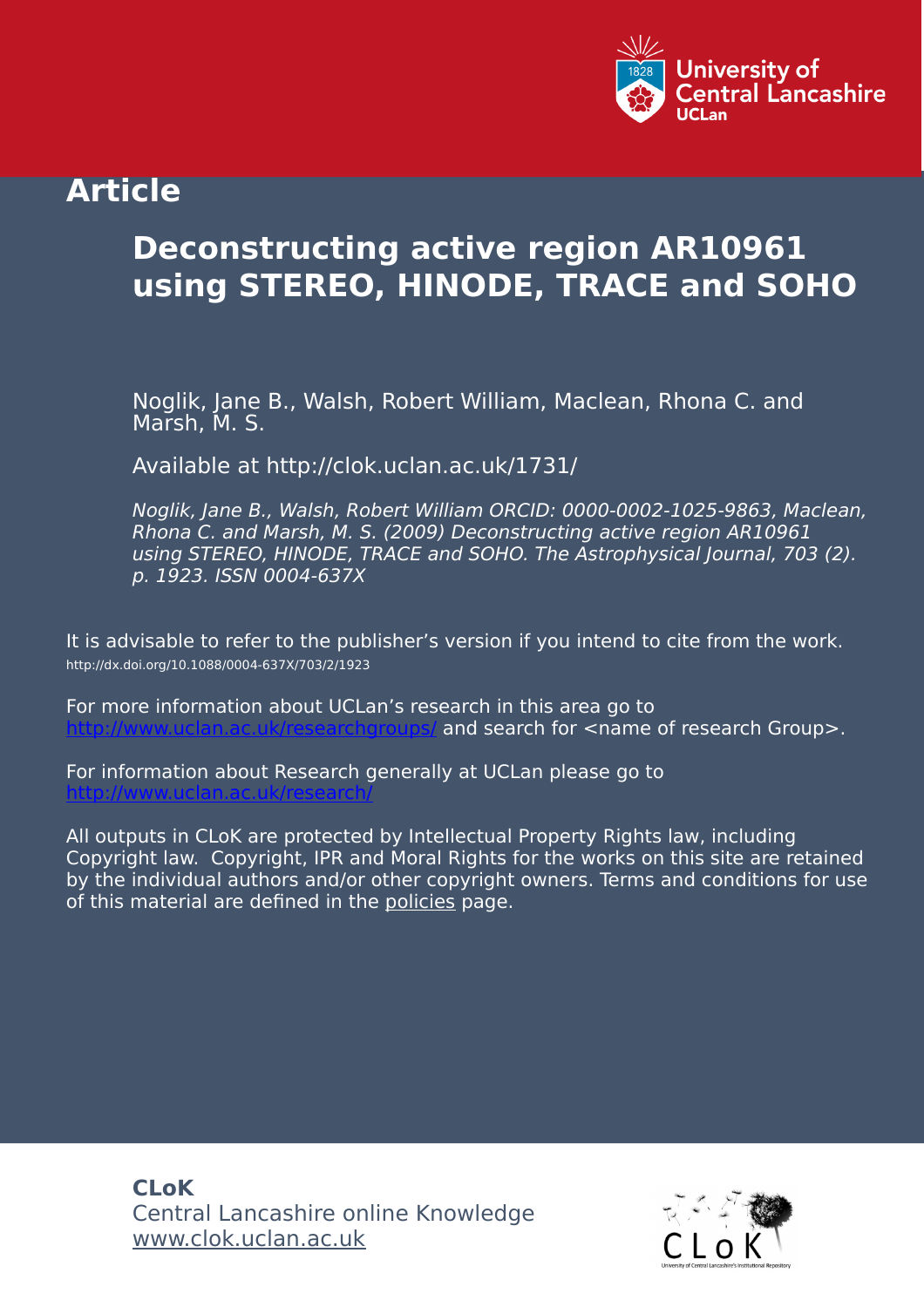University of Central Lancashire
UCLan

# Article

## Deconstructing active region AR10961 using STEREO, HINODE, TRACE and SOHO

Noglik, Jane B., Walsh, Robert William, Maclean, Rhona C. and Marsh, M. S.

Available at http://clok.uclan.ac.uk/1731/

*Noglik, Jane B., Walsh, Robert William ORCID: 0000-0002-1025-9863, Maclean, Rhona C. and Marsh, M. S. (2009) Deconstructing active region AR10961 using STEREO, HINODE, TRACE and SOHO. The Astrophysical Journal, 703 (2). p. 1923. ISSN 0004-637X*

It is advisable to refer to the publisher's version if you intend to cite from the work.
http://dx.doi.org/10.1088/0004-637X/703/2/1923

For more information about UCLan's research in this area go to http://www.uclan.ac.uk/researchgroups/ and search for <name of research Group>.

For information about Research generally at UCLan please go to http://www.uclan.ac.uk/research/

All outputs in CLoK are protected by Intellectual Property Rights law, including Copyright law. Copyright, IPR and Moral Rights for the works on this site are retained by the individual authors and/or other copyright owners. Terms and conditions for use of this material are defined in the policies page.

**CLoK**
Central Lancashire online Knowledge
www.clok.uclan.ac.uk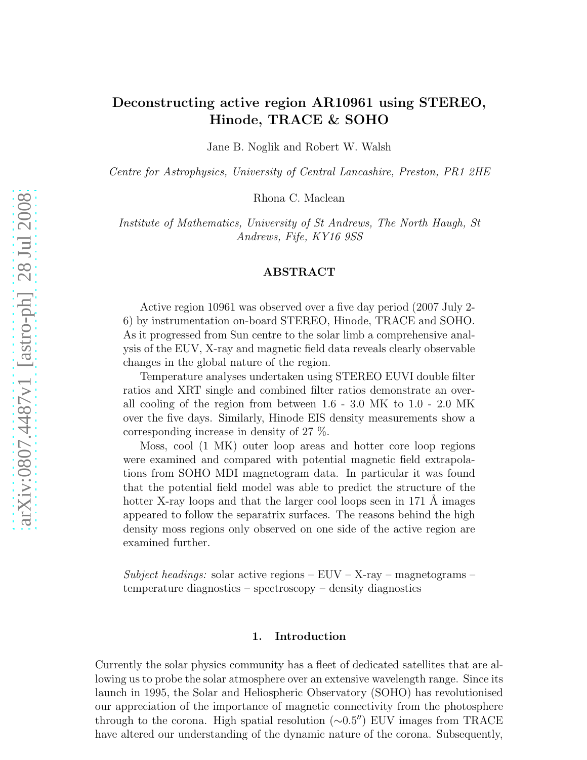# Deconstructing active region AR10961 using STEREO, Hinode, TRACE & SOHO

Jane B. Noglik and Robert W. Walsh

*Centre for Astrophysics, University of Central Lancashire, Preston, PR1 2HE*

Rhona C. Maclean

*Institute of Mathematics, University of St Andrews, The North Haugh, St Andrews, Fife, KY16 9SS*

## ABSTRACT

Active region 10961 was observed over a five day period (2007 July 2-6) by instrumentation on-board STEREO, Hinode, TRACE and SOHO. As it progressed from Sun centre to the solar limb a comprehensive analysis of the EUV, X-ray and magnetic field data reveals clearly observable changes in the global nature of the region.

Temperature analyses undertaken using STEREO EUVI double filter ratios and XRT single and combined filter ratios demonstrate an overall cooling of the region from between 1.6 - 3.0 MK to 1.0 - 2.0 MK over the five days. Similarly, Hinode EIS density measurements show a corresponding increase in density of 27 %.

Moss, cool (1 MK) outer loop areas and hotter core loop regions were examined and compared with potential magnetic field extrapolations from SOHO MDI magnetogram data. In particular it was found that the potential field model was able to predict the structure of the hotter X-ray loops and that the larger cool loops seen in 171 Å images appeared to follow the separatrix surfaces. The reasons behind the high density moss regions only observed on one side of the active region are examined further.

*Subject headings:* solar active regions – EUV – X-ray – magnetograms – temperature diagnostics – spectroscopy – density diagnostics

## 1. Introduction

Currently the solar physics community has a fleet of dedicated satellites that are allowing us to probe the solar atmosphere over an extensive wavelength range. Since its launch in 1995, the Solar and Heliospheric Observatory (SOHO) has revolutionised our appreciation of the importance of magnetic connectivity from the photosphere through to the corona. High spatial resolution (∼0.5″) EUV images from TRACE have altered our understanding of the dynamic nature of the corona. Subsequently,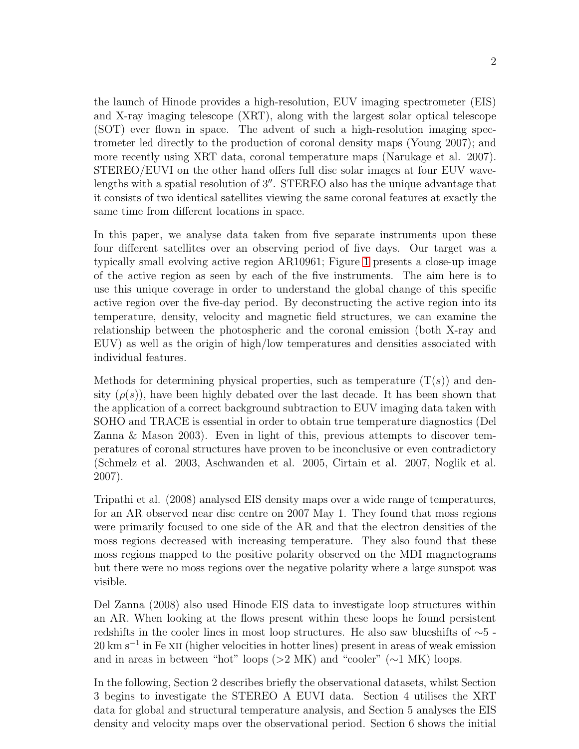the launch of Hinode provides a high-resolution, EUV imaging spectrometer (EIS) and X-ray imaging telescope (XRT), along with the largest solar optical telescope (SOT) ever flown in space. The advent of such a high-resolution imaging spectrometer led directly to the production of coronal density maps (Young 2007); and more recently using XRT data, coronal temperature maps (Narukage et al. 2007). STEREO/EUVI on the other hand offers full disc solar images at four EUV wavelengths with a spatial resolution of $3''$. STEREO also has the unique advantage that it consists of two identical satellites viewing the same coronal features at exactly the same time from different locations in space.

In this paper, we analyse data taken from five separate instruments upon these four different satellites over an observing period of five days. Our target was a typically small evolving active region AR10961; Figure 1 presents a close-up image of the active region as seen by each of the five instruments. The aim here is to use this unique coverage in order to understand the global change of this specific active region over the five-day period. By deconstructing the active region into its temperature, density, velocity and magnetic field structures, we can examine the relationship between the photospheric and the coronal emission (both X-ray and EUV) as well as the origin of high/low temperatures and densities associated with individual features.

Methods for determining physical properties, such as temperature ($T(s)$) and density ($\rho(s)$), have been highly debated over the last decade. It has been shown that the application of a correct background subtraction to EUV imaging data taken with SOHO and TRACE is essential in order to obtain true temperature diagnostics (Del Zanna & Mason 2003). Even in light of this, previous attempts to discover temperatures of coronal structures have proven to be inconclusive or even contradictory (Schmelz et al. 2003, Aschwanden et al. 2005, Cirtain et al. 2007, Noglik et al. 2007).

Tripathi et al. (2008) analysed EIS density maps over a wide range of temperatures, for an AR observed near disc centre on 2007 May 1. They found that moss regions were primarily focused to one side of the AR and that the electron densities of the moss regions decreased with increasing temperature. They also found that these moss regions mapped to the positive polarity observed on the MDI magnetograms but there were no moss regions over the negative polarity where a large sunspot was visible.

Del Zanna (2008) also used Hinode EIS data to investigate loop structures within an AR. When looking at the flows present within these loops he found persistent redshifts in the cooler lines in most loop structures. He also saw blueshifts of $\sim$5 - 20 km s$^{-1}$ in Fe XII (higher velocities in hotter lines) present in areas of weak emission and in areas in between "hot" loops ($>$2 MK) and "cooler" ($\sim$1 MK) loops.

In the following, Section 2 describes briefly the observational datasets, whilst Section 3 begins to investigate the STEREO A EUVI data. Section 4 utilises the XRT data for global and structural temperature analysis, and Section 5 analyses the EIS density and velocity maps over the observational period. Section 6 shows the initial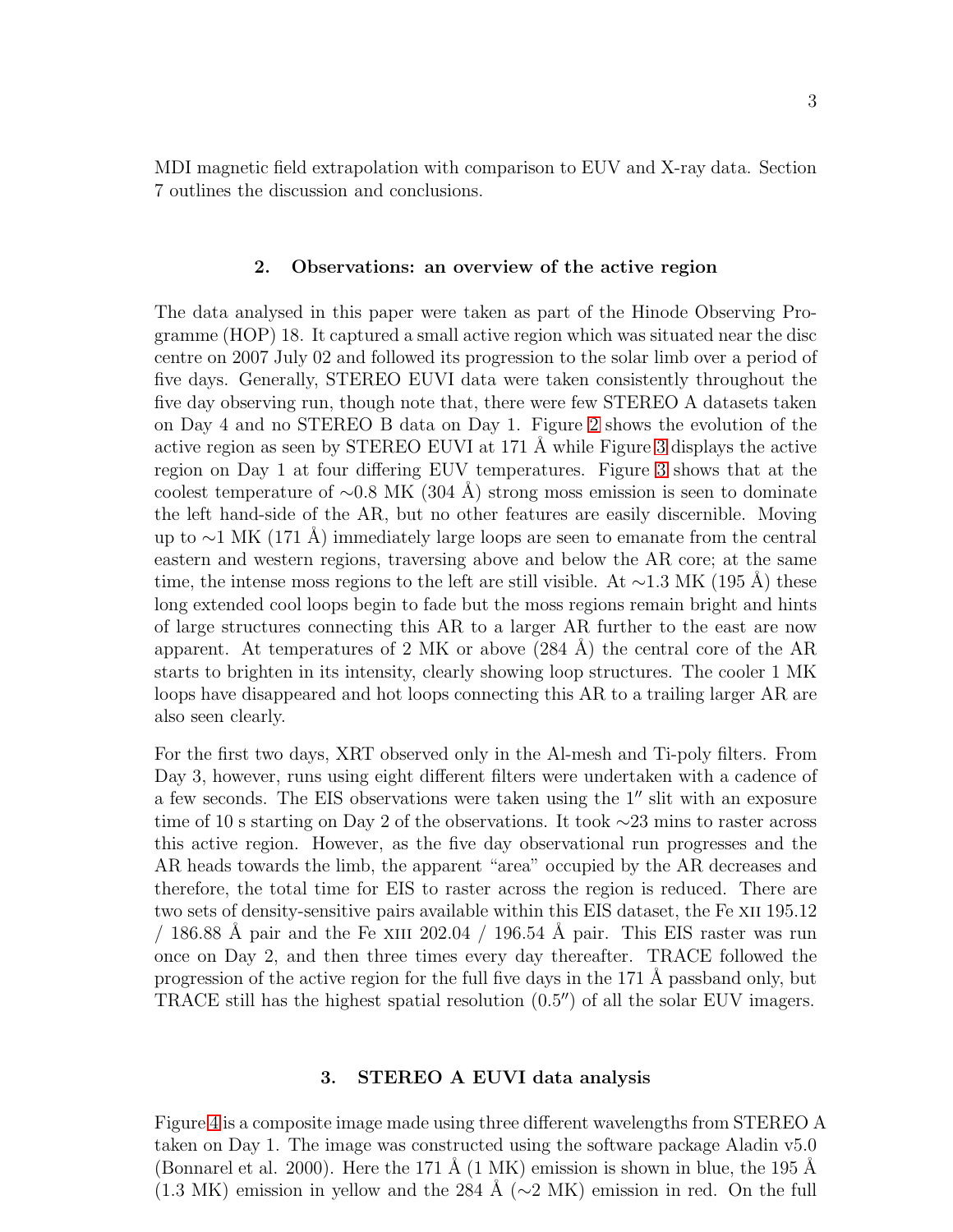MDI magnetic field extrapolation with comparison to EUV and X-ray data. Section 7 outlines the discussion and conclusions.

## 2. Observations: an overview of the active region

The data analysed in this paper were taken as part of the Hinode Observing Programme (HOP) 18. It captured a small active region which was situated near the disc centre on 2007 July 02 and followed its progression to the solar limb over a period of five days. Generally, STEREO EUVI data were taken consistently throughout the five day observing run, though note that, there were few STEREO A datasets taken on Day 4 and no STEREO B data on Day 1. Figure 2 shows the evolution of the active region as seen by STEREO EUVI at 171 Å while Figure 3 displays the active region on Day 1 at four differing EUV temperatures. Figure 3 shows that at the coolest temperature of ∼0.8 MK (304 Å) strong moss emission is seen to dominate the left hand-side of the AR, but no other features are easily discernible. Moving up to ∼1 MK (171 Å) immediately large loops are seen to emanate from the central eastern and western regions, traversing above and below the AR core; at the same time, the intense moss regions to the left are still visible. At ∼1.3 MK (195 Å) these long extended cool loops begin to fade but the moss regions remain bright and hints of large structures connecting this AR to a larger AR further to the east are now apparent. At temperatures of 2 MK or above (284 Å) the central core of the AR starts to brighten in its intensity, clearly showing loop structures. The cooler 1 MK loops have disappeared and hot loops connecting this AR to a trailing larger AR are also seen clearly.

For the first two days, XRT observed only in the Al-mesh and Ti-poly filters. From Day 3, however, runs using eight different filters were undertaken with a cadence of a few seconds. The EIS observations were taken using the 1″ slit with an exposure time of 10 s starting on Day 2 of the observations. It took ∼23 mins to raster across this active region. However, as the five day observational run progresses and the AR heads towards the limb, the apparent "area" occupied by the AR decreases and therefore, the total time for EIS to raster across the region is reduced. There are two sets of density-sensitive pairs available within this EIS dataset, the Fe XII 195.12 / 186.88 Å pair and the Fe XIII 202.04 / 196.54 Å pair. This EIS raster was run once on Day 2, and then three times every day thereafter. TRACE followed the progression of the active region for the full five days in the 171 Å passband only, but TRACE still has the highest spatial resolution (0.5″) of all the solar EUV imagers.

## 3. STEREO A EUVI data analysis

Figure 4 is a composite image made using three different wavelengths from STEREO A taken on Day 1. The image was constructed using the software package Aladin v5.0 (Bonnarel et al. 2000). Here the 171 Å (1 MK) emission is shown in blue, the 195 Å (1.3 MK) emission in yellow and the 284 Å (∼2 MK) emission in red. On the full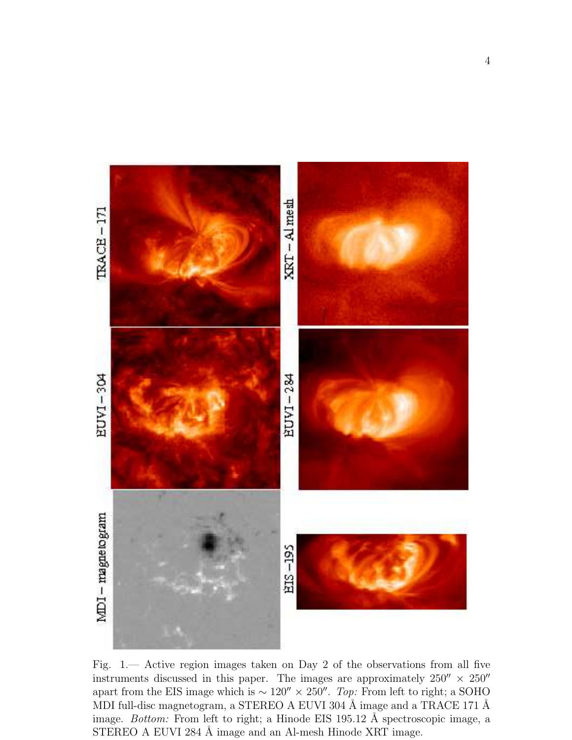Fig. 1.— Active region images taken on Day 2 of the observations from all five instruments discussed in this paper. The images are approximately $250'' \times 250''$ apart from the EIS image which is $\sim 120'' \times 250''$. *Top:* From left to right; a SOHO MDI full-disc magnetogram, a STEREO A EUVI 304 Å image and a TRACE 171 Å image. *Bottom:* From left to right; a Hinode EIS 195.12 Å spectroscopic image, a STEREO A EUVI 284 Å image and an Al-mesh Hinode XRT image.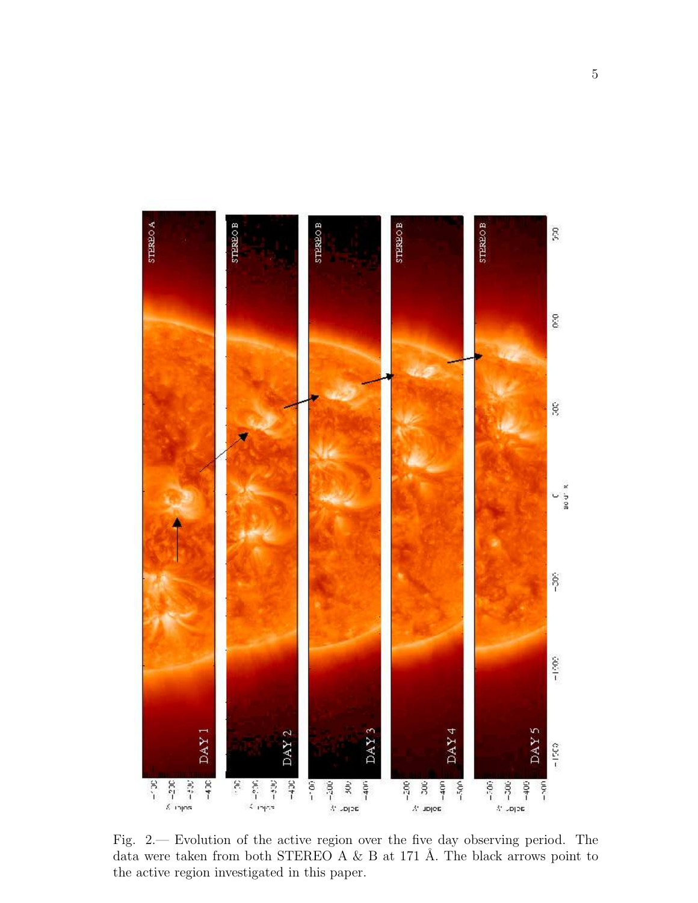Fig. 2.— Evolution of the active region over the five day observing period. The data were taken from both STEREO A & B at 171 Å. The black arrows point to the active region investigated in this paper.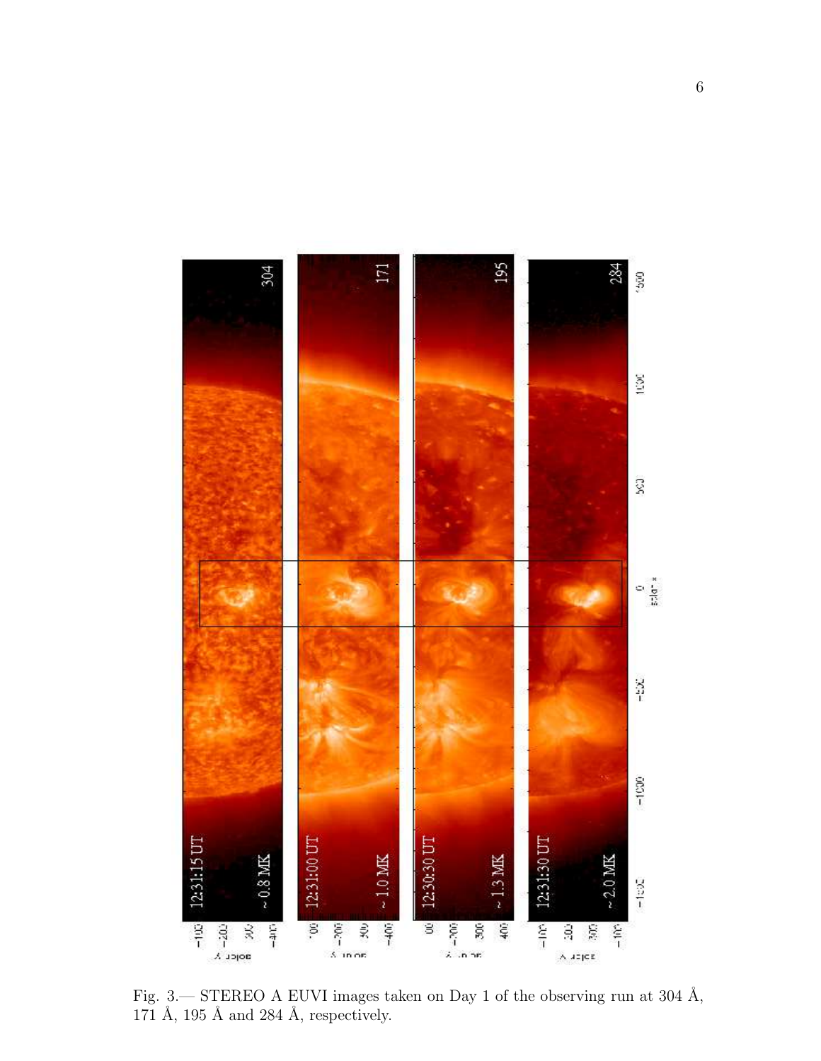Fig. 3.— STEREO A EUVI images taken on Day 1 of the observing run at 304 Å, 171 Å, 195 Å and 284 Å, respectively.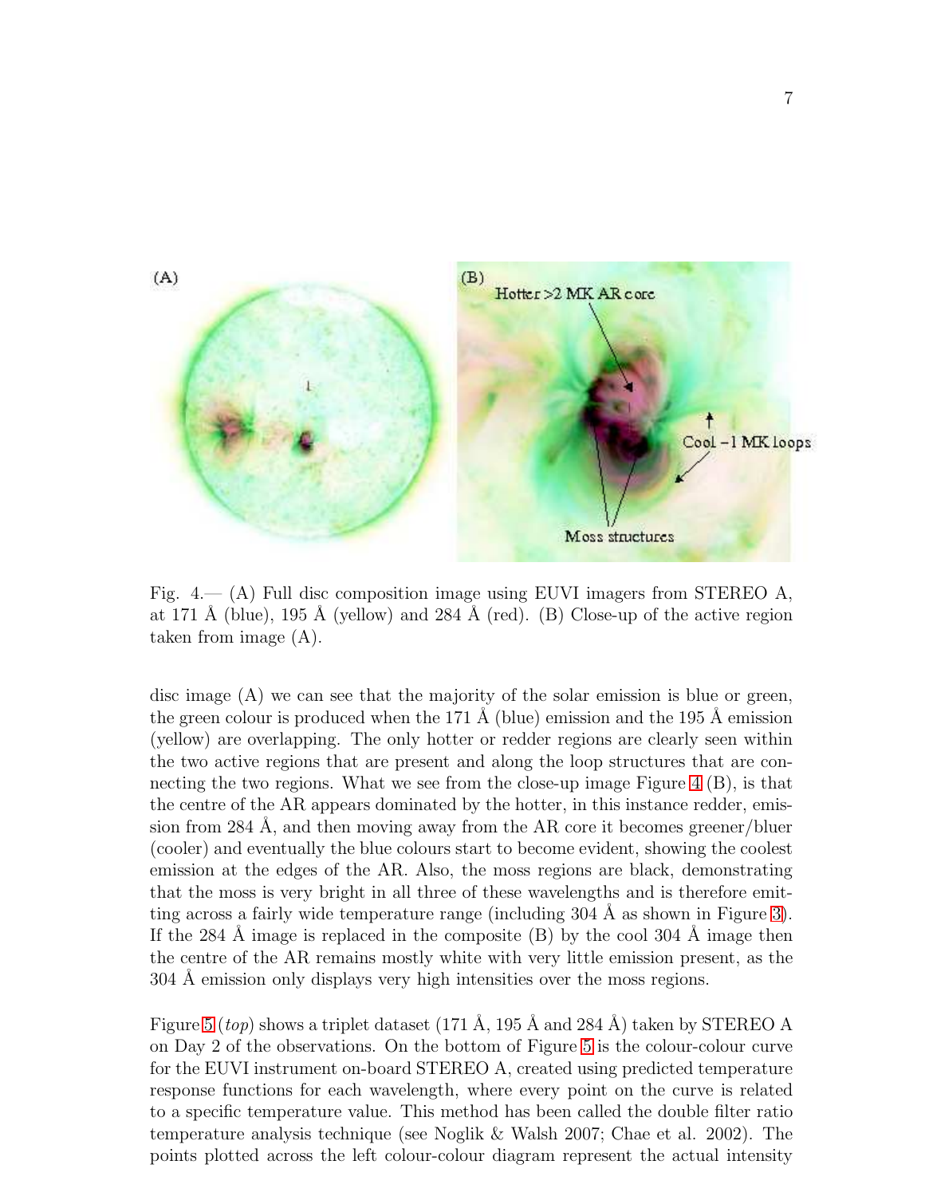Fig. 4.— (A) Full disc composition image using EUVI imagers from STEREO A, at 171 Å (blue), 195 Å (yellow) and 284 Å (red). (B) Close-up of the active region taken from image (A).

disc image (A) we can see that the majority of the solar emission is blue or green, the green colour is produced when the 171 Å (blue) emission and the 195 Å emission (yellow) are overlapping. The only hotter or redder regions are clearly seen within the two active regions that are present and along the loop structures that are connecting the two regions. What we see from the close-up image Figure 4 (B), is that the centre of the AR appears dominated by the hotter, in this instance redder, emission from 284 Å, and then moving away from the AR core it becomes greener/bluer (cooler) and eventually the blue colours start to become evident, showing the coolest emission at the edges of the AR. Also, the moss regions are black, demonstrating that the moss is very bright in all three of these wavelengths and is therefore emitting across a fairly wide temperature range (including 304 Å as shown in Figure 3). If the 284 Å image is replaced in the composite (B) by the cool 304 Å image then the centre of the AR remains mostly white with very little emission present, as the 304 Å emission only displays very high intensities over the moss regions.

Figure 5 (*top*) shows a triplet dataset (171 Å, 195 Å and 284 Å) taken by STEREO A on Day 2 of the observations. On the bottom of Figure 5 is the colour-colour curve for the EUVI instrument on-board STEREO A, created using predicted temperature response functions for each wavelength, where every point on the curve is related to a specific temperature value. This method has been called the double filter ratio temperature analysis technique (see Noglik & Walsh 2007; Chae et al. 2002). The points plotted across the left colour-colour diagram represent the actual intensity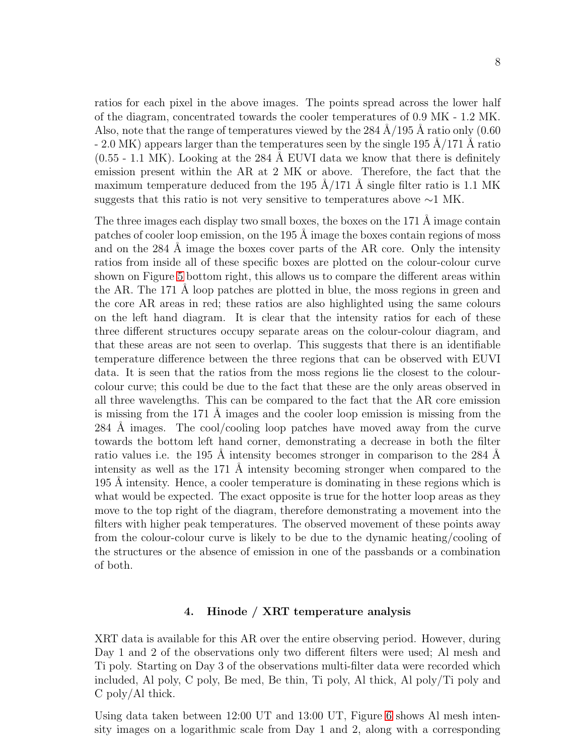ratios for each pixel in the above images. The points spread across the lower half of the diagram, concentrated towards the cooler temperatures of 0.9 MK - 1.2 MK. Also, note that the range of temperatures viewed by the 284 Å/195 Å ratio only (0.60 - 2.0 MK) appears larger than the temperatures seen by the single 195 Å/171 Å ratio (0.55 - 1.1 MK). Looking at the 284 Å EUVI data we know that there is definitely emission present within the AR at 2 MK or above. Therefore, the fact that the maximum temperature deduced from the 195 Å/171 Å single filter ratio is 1.1 MK suggests that this ratio is not very sensitive to temperatures above ∼1 MK.

The three images each display two small boxes, the boxes on the 171 Å image contain patches of cooler loop emission, on the 195 Å image the boxes contain regions of moss and on the 284 Å image the boxes cover parts of the AR core. Only the intensity ratios from inside all of these specific boxes are plotted on the colour-colour curve shown on Figure 5 bottom right, this allows us to compare the different areas within the AR. The 171 Å loop patches are plotted in blue, the moss regions in green and the core AR areas in red; these ratios are also highlighted using the same colours on the left hand diagram. It is clear that the intensity ratios for each of these three different structures occupy separate areas on the colour-colour diagram, and that these areas are not seen to overlap. This suggests that there is an identifiable temperature difference between the three regions that can be observed with EUVI data. It is seen that the ratios from the moss regions lie the closest to the colour-colour curve; this could be due to the fact that these are the only areas observed in all three wavelengths. This can be compared to the fact that the AR core emission is missing from the 171 Å images and the cooler loop emission is missing from the 284 Å images. The cool/cooling loop patches have moved away from the curve towards the bottom left hand corner, demonstrating a decrease in both the filter ratio values i.e. the 195 Å intensity becomes stronger in comparison to the 284 Å intensity as well as the 171 Å intensity becoming stronger when compared to the 195 Å intensity. Hence, a cooler temperature is dominating in these regions which is what would be expected. The exact opposite is true for the hotter loop areas as they move to the top right of the diagram, therefore demonstrating a movement into the filters with higher peak temperatures. The observed movement of these points away from the colour-colour curve is likely to be due to the dynamic heating/cooling of the structures or the absence of emission in one of the passbands or a combination of both.

## 4. Hinode / XRT temperature analysis

XRT data is available for this AR over the entire observing period. However, during Day 1 and 2 of the observations only two different filters were used; Al mesh and Ti poly. Starting on Day 3 of the observations multi-filter data were recorded which included, Al poly, C poly, Be med, Be thin, Ti poly, Al thick, Al poly/Ti poly and C poly/Al thick.

Using data taken between 12:00 UT and 13:00 UT, Figure 6 shows Al mesh intensity images on a logarithmic scale from Day 1 and 2, along with a corresponding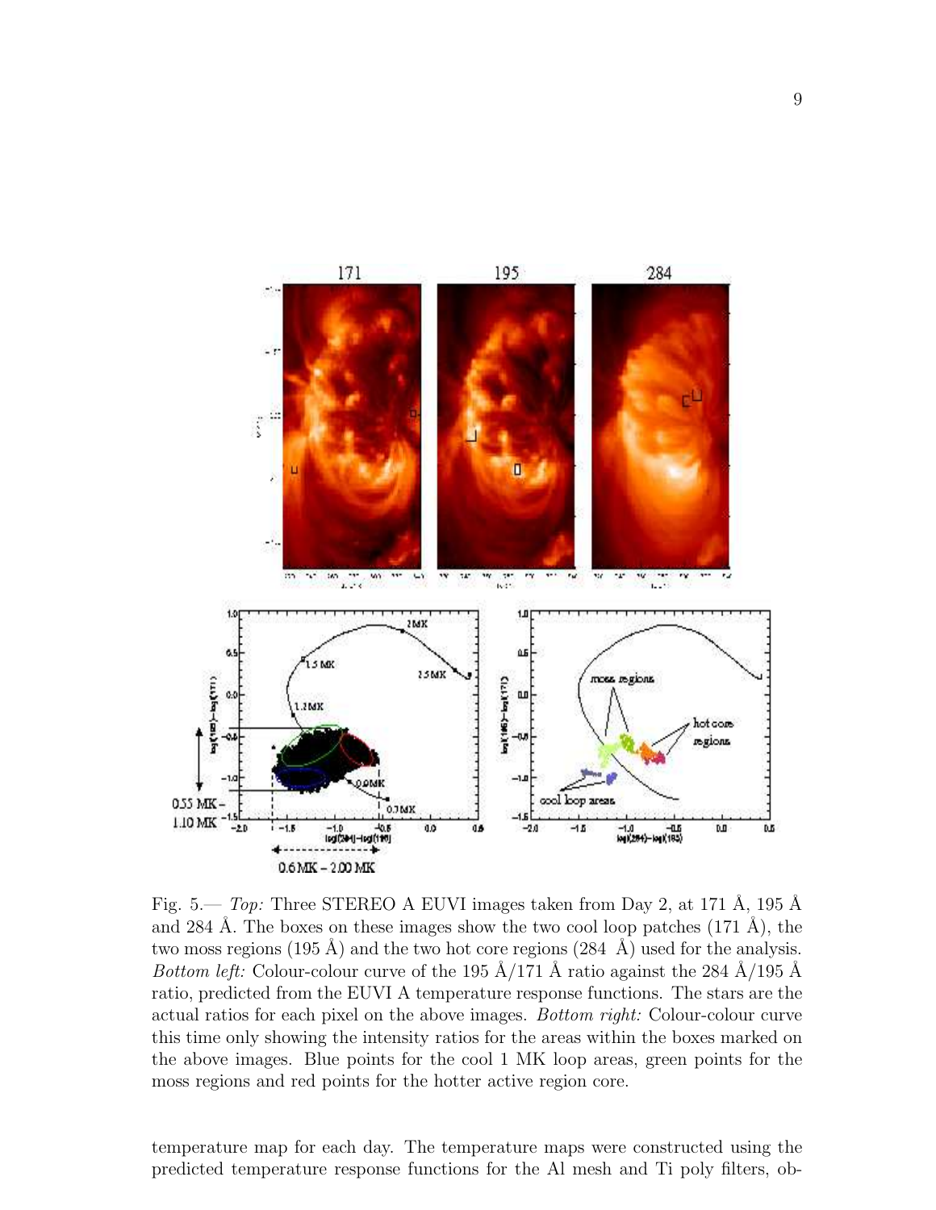Fig. 5.— *Top:* Three STEREO A EUVI images taken from Day 2, at 171 Å, 195 Å and 284 Å. The boxes on these images show the two cool loop patches (171 Å), the two moss regions (195 Å) and the two hot core regions (284 Å) used for the analysis. *Bottom left:* Colour-colour curve of the 195 Å/171 Å ratio against the 284 Å/195 Å ratio, predicted from the EUVI A temperature response functions. The stars are the actual ratios for each pixel on the above images. *Bottom right:* Colour-colour curve this time only showing the intensity ratios for the areas within the boxes marked on the above images. Blue points for the cool 1 MK loop areas, green points for the moss regions and red points for the hotter active region core.

temperature map for each day. The temperature maps were constructed using the predicted temperature response functions for the Al mesh and Ti poly filters, ob-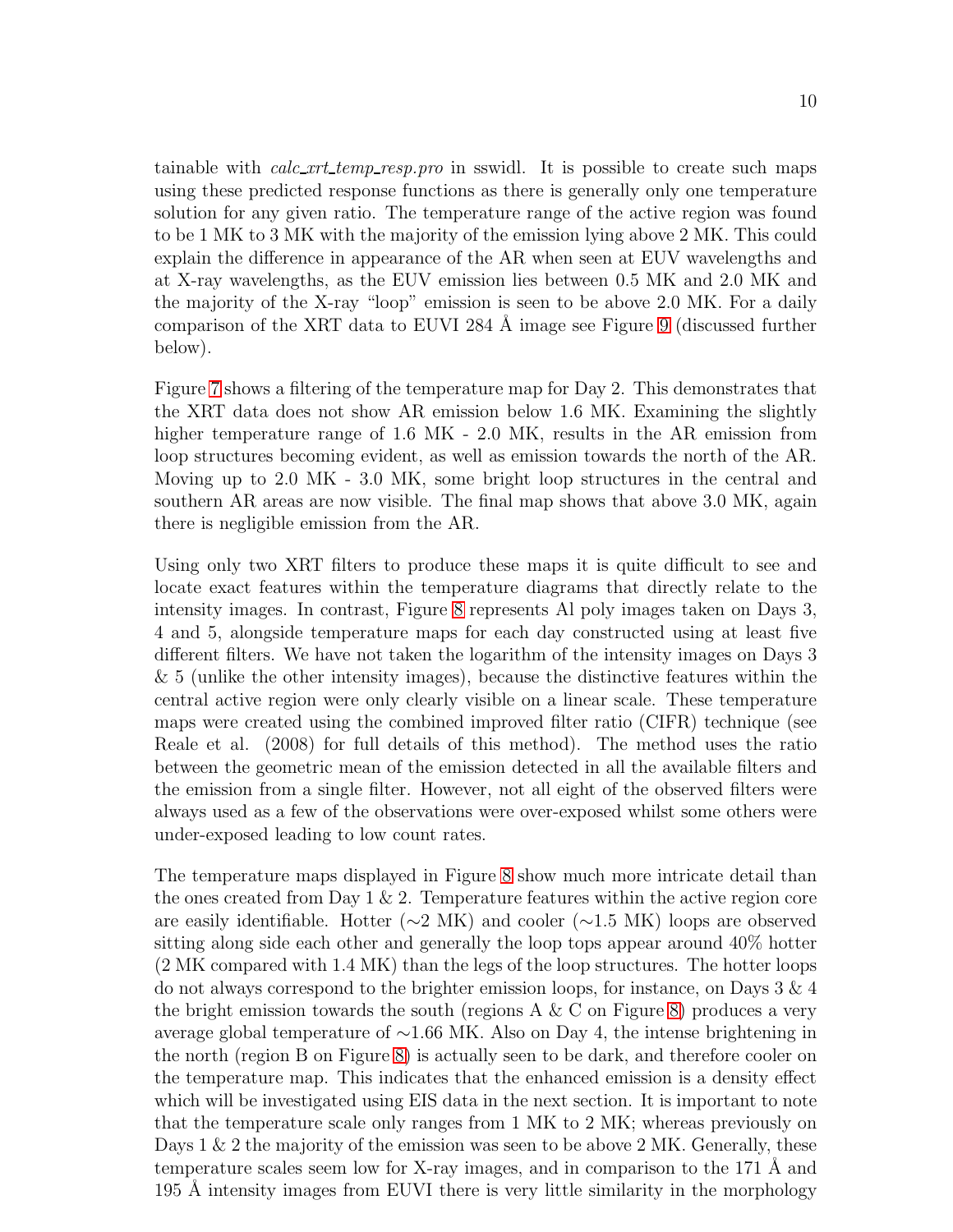tainable with *calc_xrt_temp_resp.pro* in sswidl. It is possible to create such maps using these predicted response functions as there is generally only one temperature solution for any given ratio. The temperature range of the active region was found to be 1 MK to 3 MK with the majority of the emission lying above 2 MK. This could explain the difference in appearance of the AR when seen at EUV wavelengths and at X-ray wavelengths, as the EUV emission lies between 0.5 MK and 2.0 MK and the majority of the X-ray "loop" emission is seen to be above 2.0 MK. For a daily comparison of the XRT data to EUVI 284 Å image see Figure 9 (discussed further below).

Figure 7 shows a filtering of the temperature map for Day 2. This demonstrates that the XRT data does not show AR emission below 1.6 MK. Examining the slightly higher temperature range of 1.6 MK - 2.0 MK, results in the AR emission from loop structures becoming evident, as well as emission towards the north of the AR. Moving up to 2.0 MK - 3.0 MK, some bright loop structures in the central and southern AR areas are now visible. The final map shows that above 3.0 MK, again there is negligible emission from the AR.

Using only two XRT filters to produce these maps it is quite difficult to see and locate exact features within the temperature diagrams that directly relate to the intensity images. In contrast, Figure 8 represents Al poly images taken on Days 3, 4 and 5, alongside temperature maps for each day constructed using at least five different filters. We have not taken the logarithm of the intensity images on Days 3 & 5 (unlike the other intensity images), because the distinctive features within the central active region were only clearly visible on a linear scale. These temperature maps were created using the combined improved filter ratio (CIFR) technique (see Reale et al. (2008) for full details of this method). The method uses the ratio between the geometric mean of the emission detected in all the available filters and the emission from a single filter. However, not all eight of the observed filters were always used as a few of the observations were over-exposed whilst some others were under-exposed leading to low count rates.

The temperature maps displayed in Figure 8 show much more intricate detail than the ones created from Day 1 & 2. Temperature features within the active region core are easily identifiable. Hotter (∼2 MK) and cooler (∼1.5 MK) loops are observed sitting along side each other and generally the loop tops appear around 40% hotter (2 MK compared with 1.4 MK) than the legs of the loop structures. The hotter loops do not always correspond to the brighter emission loops, for instance, on Days 3 & 4 the bright emission towards the south (regions A & C on Figure 8) produces a very average global temperature of ∼1.66 MK. Also on Day 4, the intense brightening in the north (region B on Figure 8) is actually seen to be dark, and therefore cooler on the temperature map. This indicates that the enhanced emission is a density effect which will be investigated using EIS data in the next section. It is important to note that the temperature scale only ranges from 1 MK to 2 MK; whereas previously on Days 1 & 2 the majority of the emission was seen to be above 2 MK. Generally, these temperature scales seem low for X-ray images, and in comparison to the 171 Å and 195 Å intensity images from EUVI there is very little similarity in the morphology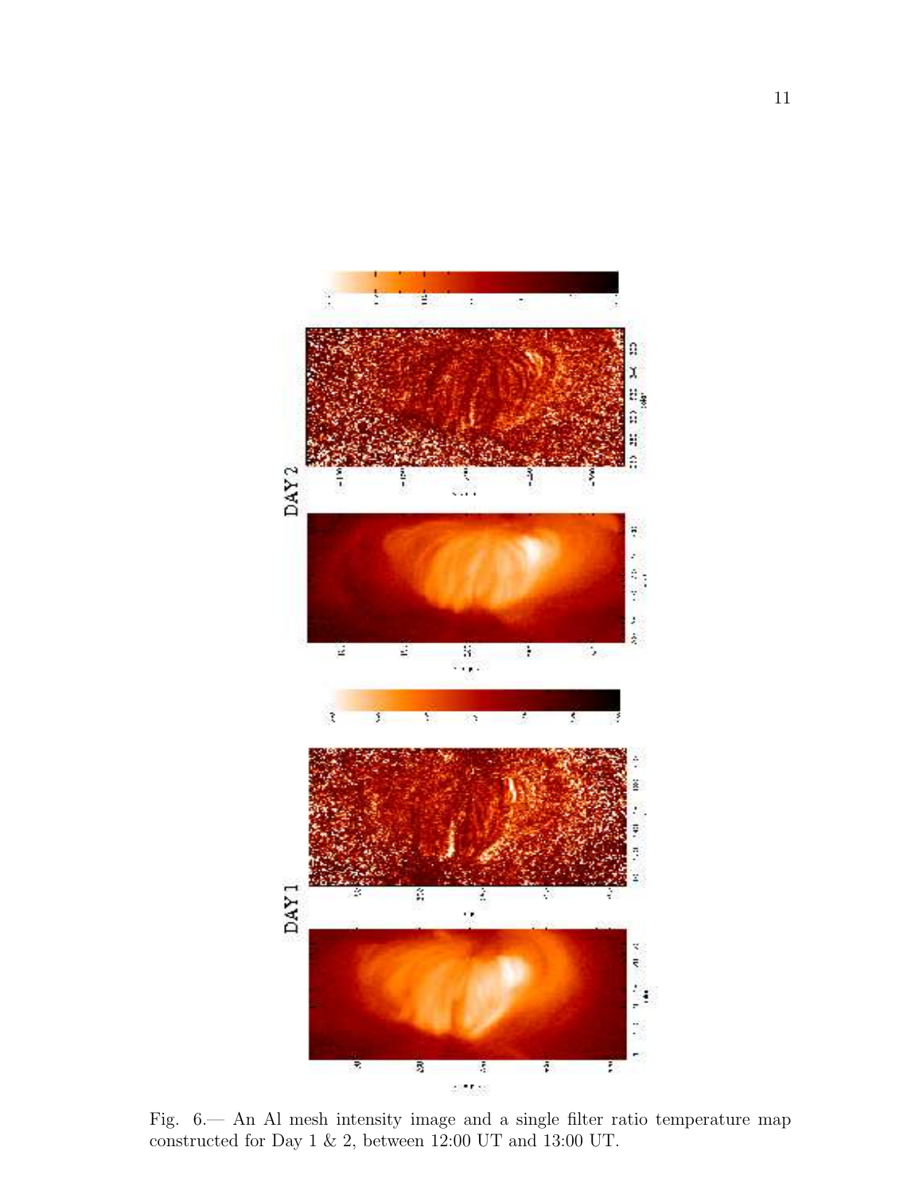Fig. 6.— An Al mesh intensity image and a single filter ratio temperature map constructed for Day 1 & 2, between 12:00 UT and 13:00 UT.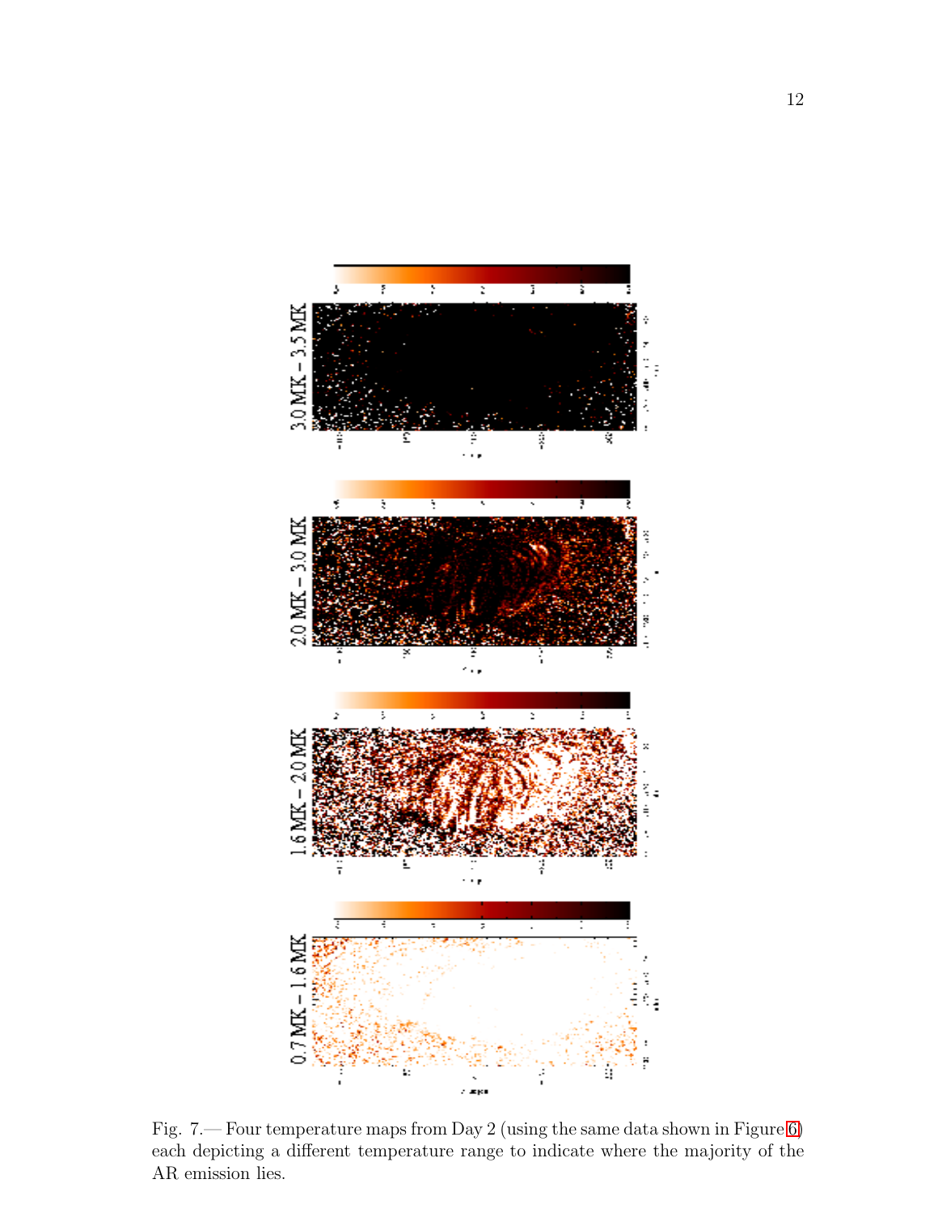Fig. 7.— Four temperature maps from Day 2 (using the same data shown in Figure 6) each depicting a different temperature range to indicate where the majority of the AR emission lies.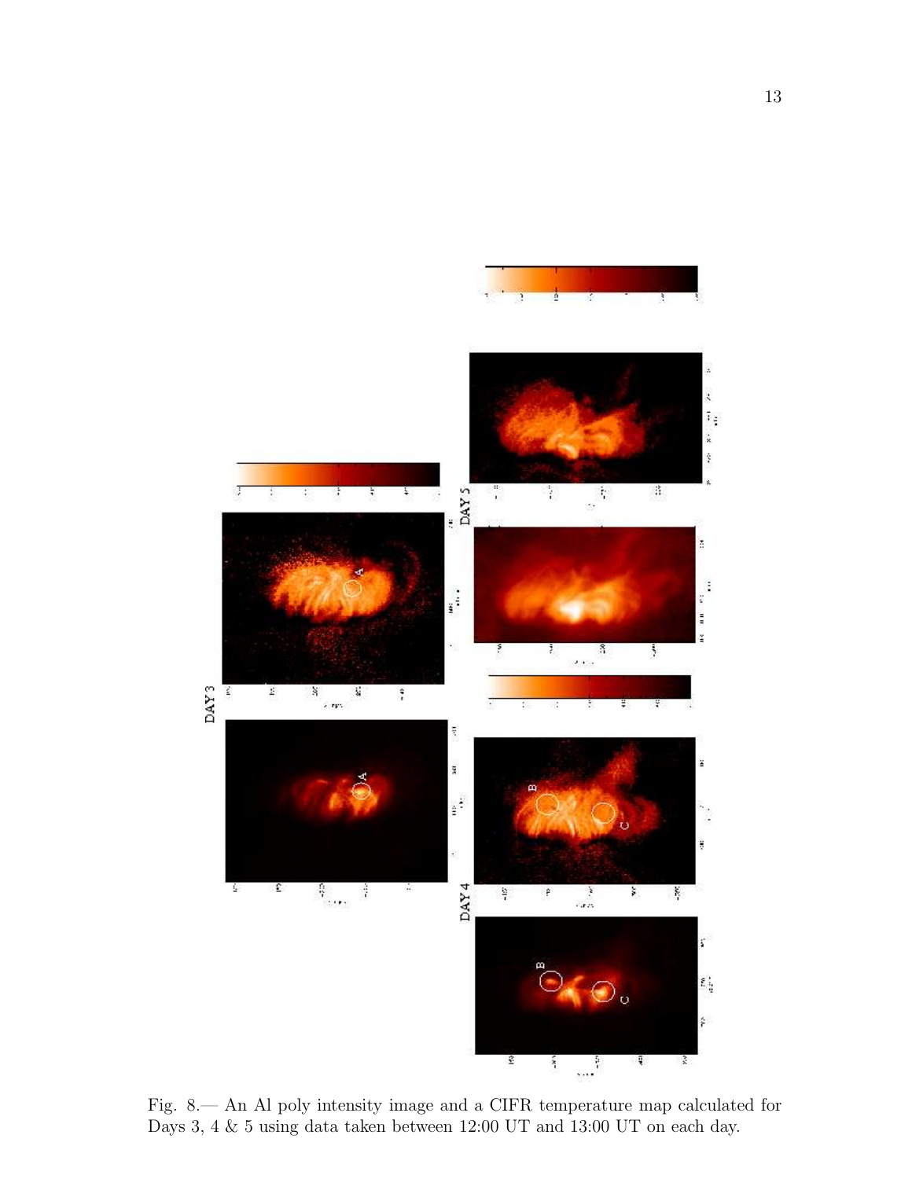Fig. 8.— An Al poly intensity image and a CIFR temperature map calculated for Days 3, 4 & 5 using data taken between 12:00 UT and 13:00 UT on each day.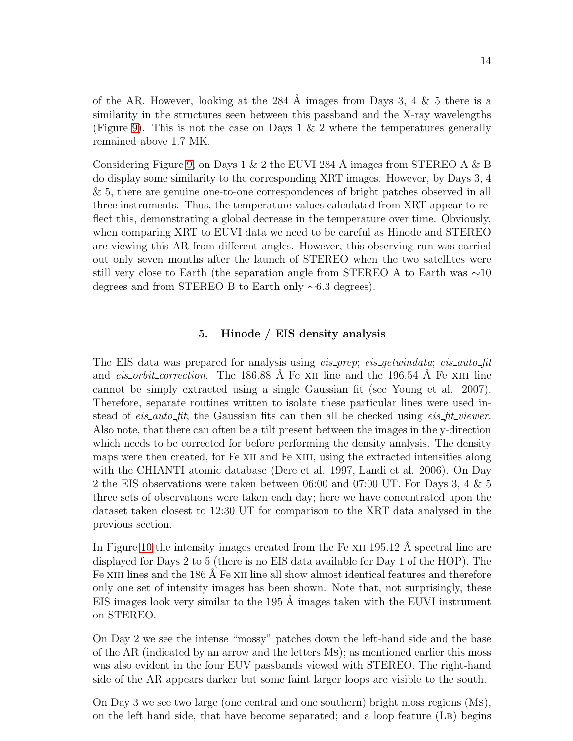of the AR. However, looking at the 284 Å images from Days 3, 4 & 5 there is a similarity in the structures seen between this passband and the X-ray wavelengths (Figure 9). This is not the case on Days 1 & 2 where the temperatures generally remained above 1.7 MK.

Considering Figure 9, on Days 1 & 2 the EUVI 284 Å images from STEREO A & B do display some similarity to the corresponding XRT images. However, by Days 3, 4 & 5, there are genuine one-to-one correspondences of bright patches observed in all three instruments. Thus, the temperature values calculated from XRT appear to reflect this, demonstrating a global decrease in the temperature over time. Obviously, when comparing XRT to EUVI data we need to be careful as Hinode and STEREO are viewing this AR from different angles. However, this observing run was carried out only seven months after the launch of STEREO when the two satellites were still very close to Earth (the separation angle from STEREO A to Earth was ∼10 degrees and from STEREO B to Earth only ∼6.3 degrees).

## 5. Hinode / EIS density analysis

The EIS data was prepared for analysis using *eis_prep*; *eis_getwindata*; *eis_auto_fit* and *eis_orbit_correction*. The 186.88 Å Fe XII line and the 196.54 Å Fe XIII line cannot be simply extracted using a single Gaussian fit (see Young et al. 2007). Therefore, separate routines written to isolate these particular lines were used instead of *eis_auto_fit*; the Gaussian fits can then all be checked using *eis_fit_viewer*. Also note, that there can often be a tilt present between the images in the y-direction which needs to be corrected for before performing the density analysis. The density maps were then created, for Fe XII and Fe XIII, using the extracted intensities along with the CHIANTI atomic database (Dere et al. 1997, Landi et al. 2006). On Day 2 the EIS observations were taken between 06:00 and 07:00 UT. For Days 3, 4 & 5 three sets of observations were taken each day; here we have concentrated upon the dataset taken closest to 12:30 UT for comparison to the XRT data analysed in the previous section.

In Figure 10 the intensity images created from the Fe XII 195.12 Å spectral line are displayed for Days 2 to 5 (there is no EIS data available for Day 1 of the HOP). The Fe XIII lines and the 186 Å Fe XII line all show almost identical features and therefore only one set of intensity images has been shown. Note that, not surprisingly, these EIS images look very similar to the 195 Å images taken with the EUVI instrument on STEREO.

On Day 2 we see the intense "mossy" patches down the left-hand side and the base of the AR (indicated by an arrow and the letters Ms); as mentioned earlier this moss was also evident in the four EUV passbands viewed with STEREO. The right-hand side of the AR appears darker but some faint larger loops are visible to the south.

On Day 3 we see two large (one central and one southern) bright moss regions (Ms), on the left hand side, that have become separated; and a loop feature (Lb) begins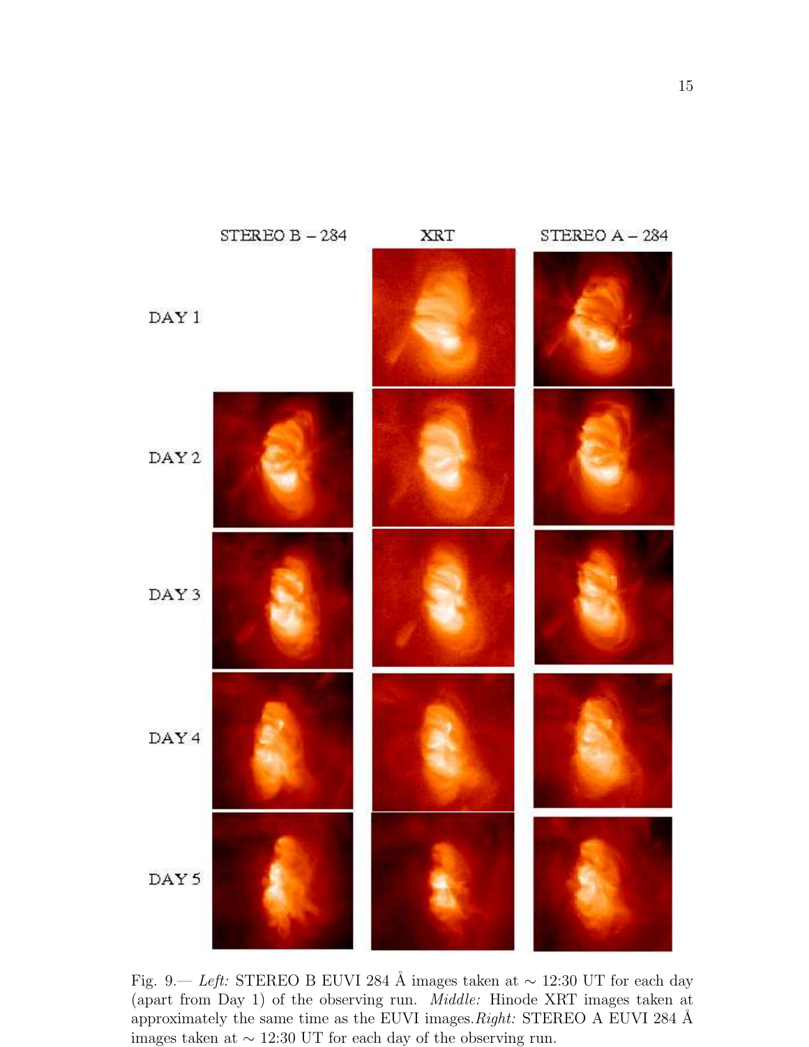Fig. 9.— *Left:* STEREO B EUVI 284 Å images taken at ∼ 12:30 UT for each day (apart from Day 1) of the observing run. *Middle:* Hinode XRT images taken at approximately the same time as the EUVI images. *Right:* STEREO A EUVI 284 Å images taken at ∼ 12:30 UT for each day of the observing run.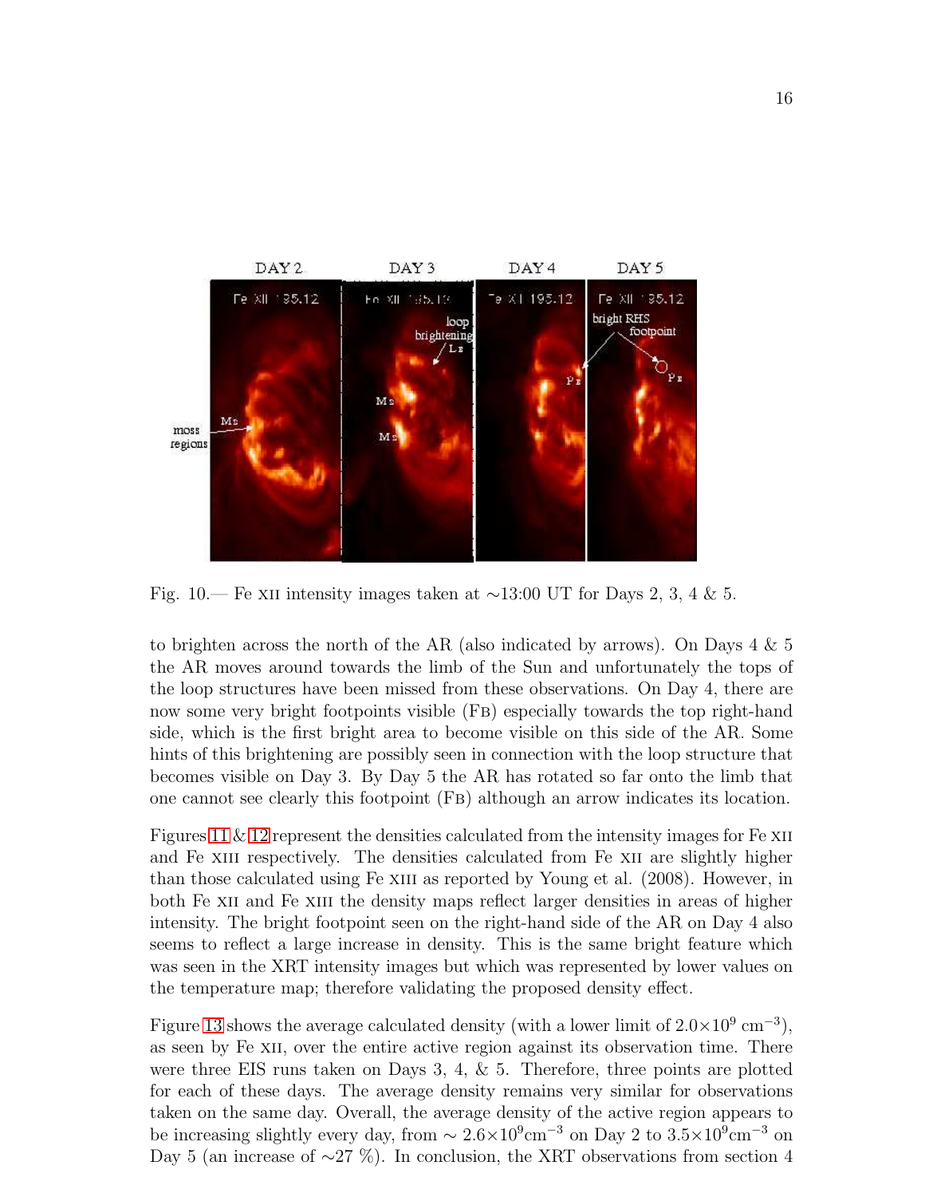Fig. 10.— Fe XII intensity images taken at ~13:00 UT for Days 2, 3, 4 & 5.

to brighten across the north of the AR (also indicated by arrows). On Days 4 & 5 the AR moves around towards the limb of the Sun and unfortunately the tops of the loop structures have been missed from these observations. On Day 4, there are now some very bright footpoints visible (FB) especially towards the top right-hand side, which is the first bright area to become visible on this side of the AR. Some hints of this brightening are possibly seen in connection with the loop structure that becomes visible on Day 3. By Day 5 the AR has rotated so far onto the limb that one cannot see clearly this footpoint (FB) although an arrow indicates its location.

Figures 11 & 12 represent the densities calculated from the intensity images for Fe XII and Fe XIII respectively. The densities calculated from Fe XII are slightly higher than those calculated using Fe XIII as reported by Young et al. (2008). However, in both Fe XII and Fe XIII the density maps reflect larger densities in areas of higher intensity. The bright footpoint seen on the right-hand side of the AR on Day 4 also seems to reflect a large increase in density. This is the same bright feature which was seen in the XRT intensity images but which was represented by lower values on the temperature map; therefore validating the proposed density effect.

Figure 13 shows the average calculated density (with a lower limit of $2.0\times10^{9}$ cm$^{-3}$), as seen by Fe XII, over the entire active region against its observation time. There were three EIS runs taken on Days 3, 4, & 5. Therefore, three points are plotted for each of these days. The average density remains very similar for observations taken on the same day. Overall, the average density of the active region appears to be increasing slightly every day, from $\sim 2.6\times10^{9}$cm$^{-3}$ on Day 2 to $3.5\times10^{9}$cm$^{-3}$ on Day 5 (an increase of ~27 %). In conclusion, the XRT observations from section 4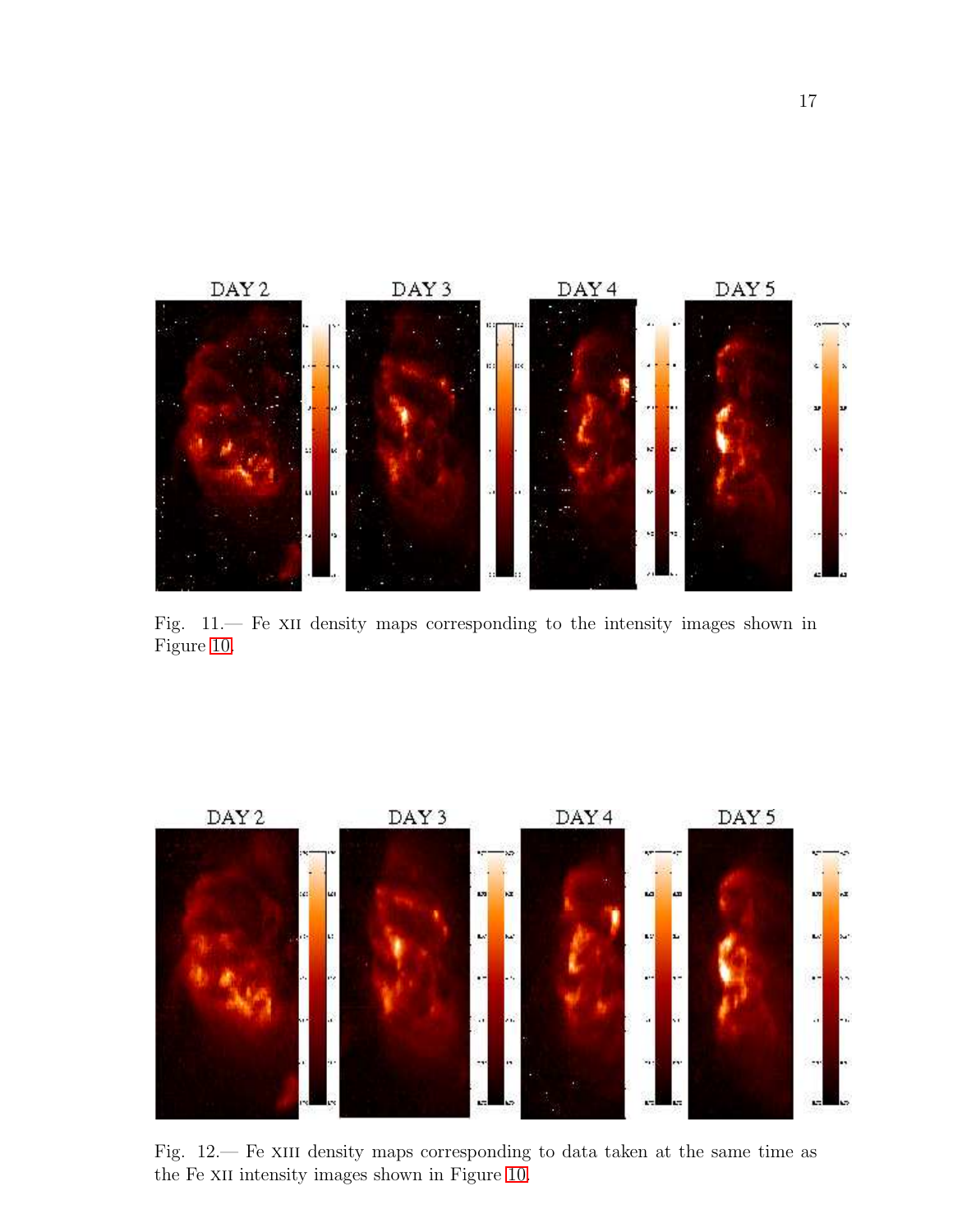Fig. 11.— Fe XII density maps corresponding to the intensity images shown in Figure 10.

Fig. 12.— Fe XIII density maps corresponding to data taken at the same time as the Fe XII intensity images shown in Figure 10.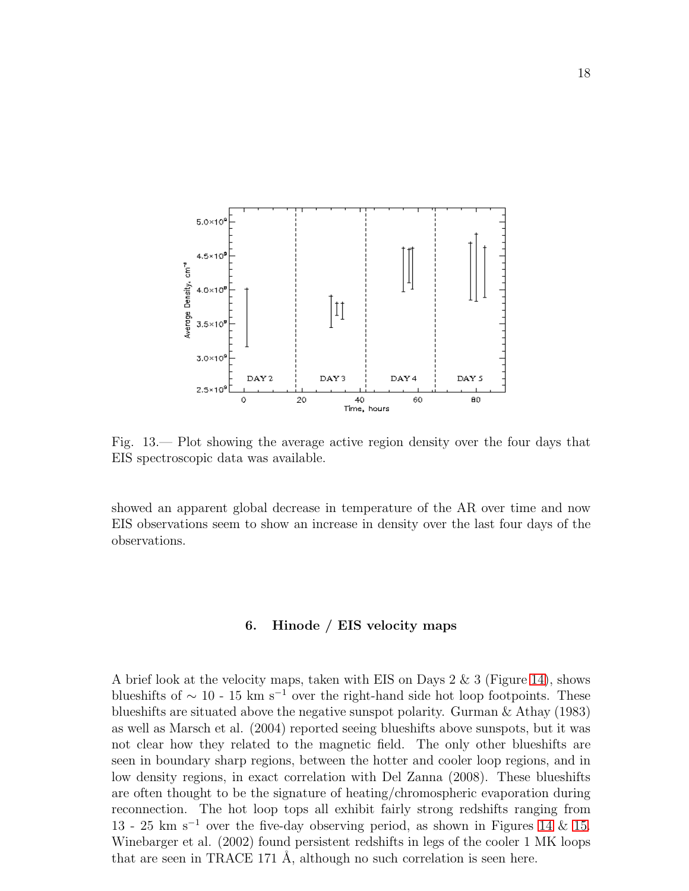Fig. 13.— Plot showing the average active region density over the four days that EIS spectroscopic data was available.

showed an apparent global decrease in temperature of the AR over time and now EIS observations seem to show an increase in density over the last four days of the observations.

## 6. Hinode / EIS velocity maps

A brief look at the velocity maps, taken with EIS on Days 2 & 3 (Figure 14), shows blueshifts of $\sim$ 10 - 15 km s$^{-1}$ over the right-hand side hot loop footpoints. These blueshifts are situated above the negative sunspot polarity. Gurman & Athay (1983) as well as Marsch et al. (2004) reported seeing blueshifts above sunspots, but it was not clear how they related to the magnetic field. The only other blueshifts are seen in boundary sharp regions, between the hotter and cooler loop regions, and in low density regions, in exact correlation with Del Zanna (2008). These blueshifts are often thought to be the signature of heating/chromospheric evaporation during reconnection. The hot loop tops all exhibit fairly strong redshifts ranging from 13 - 25 km s$^{-1}$ over the five-day observing period, as shown in Figures 14 & 15. Winebarger et al. (2002) found persistent redshifts in legs of the cooler 1 MK loops that are seen in TRACE 171 Å, although no such correlation is seen here.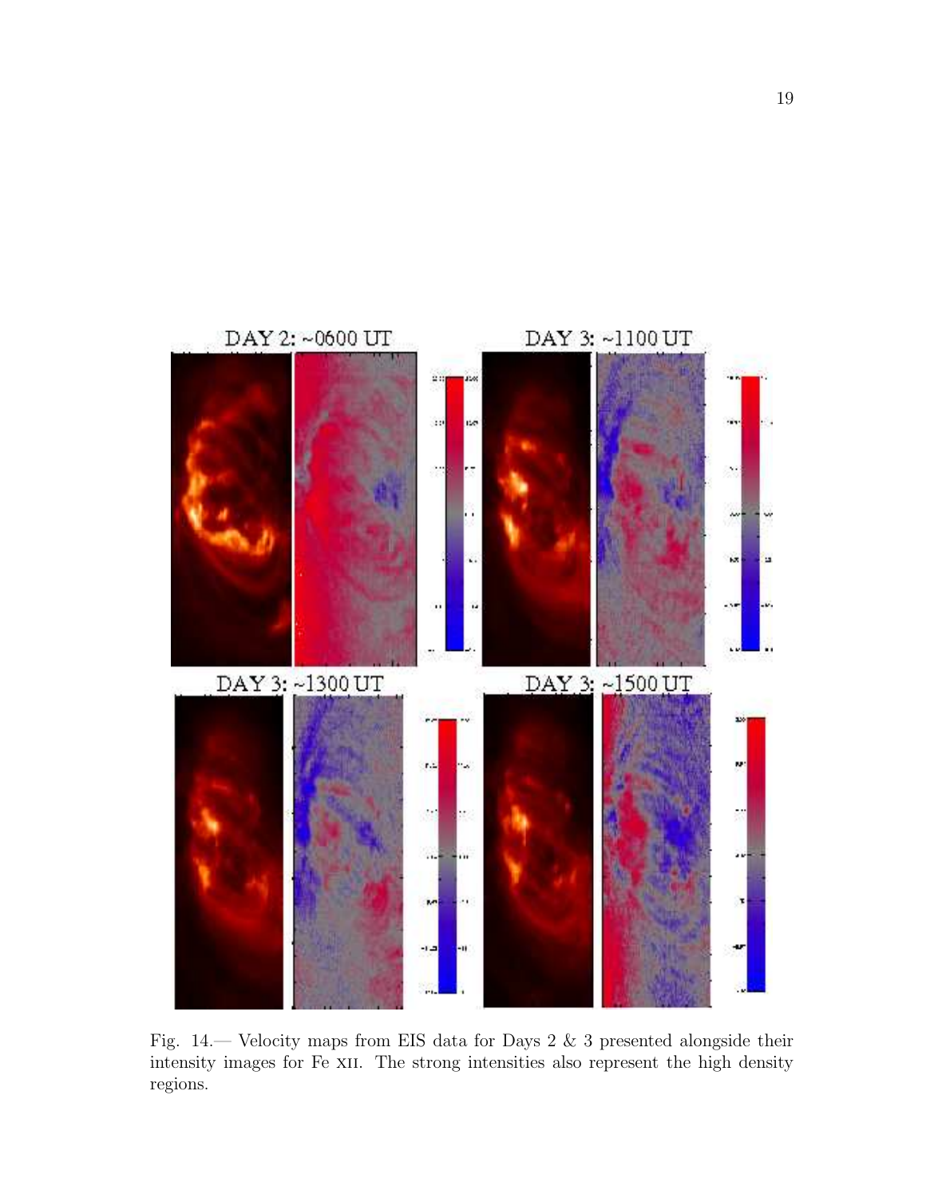Fig. 14.— Velocity maps from EIS data for Days 2 & 3 presented alongside their intensity images for Fe XII. The strong intensities also represent the high density regions.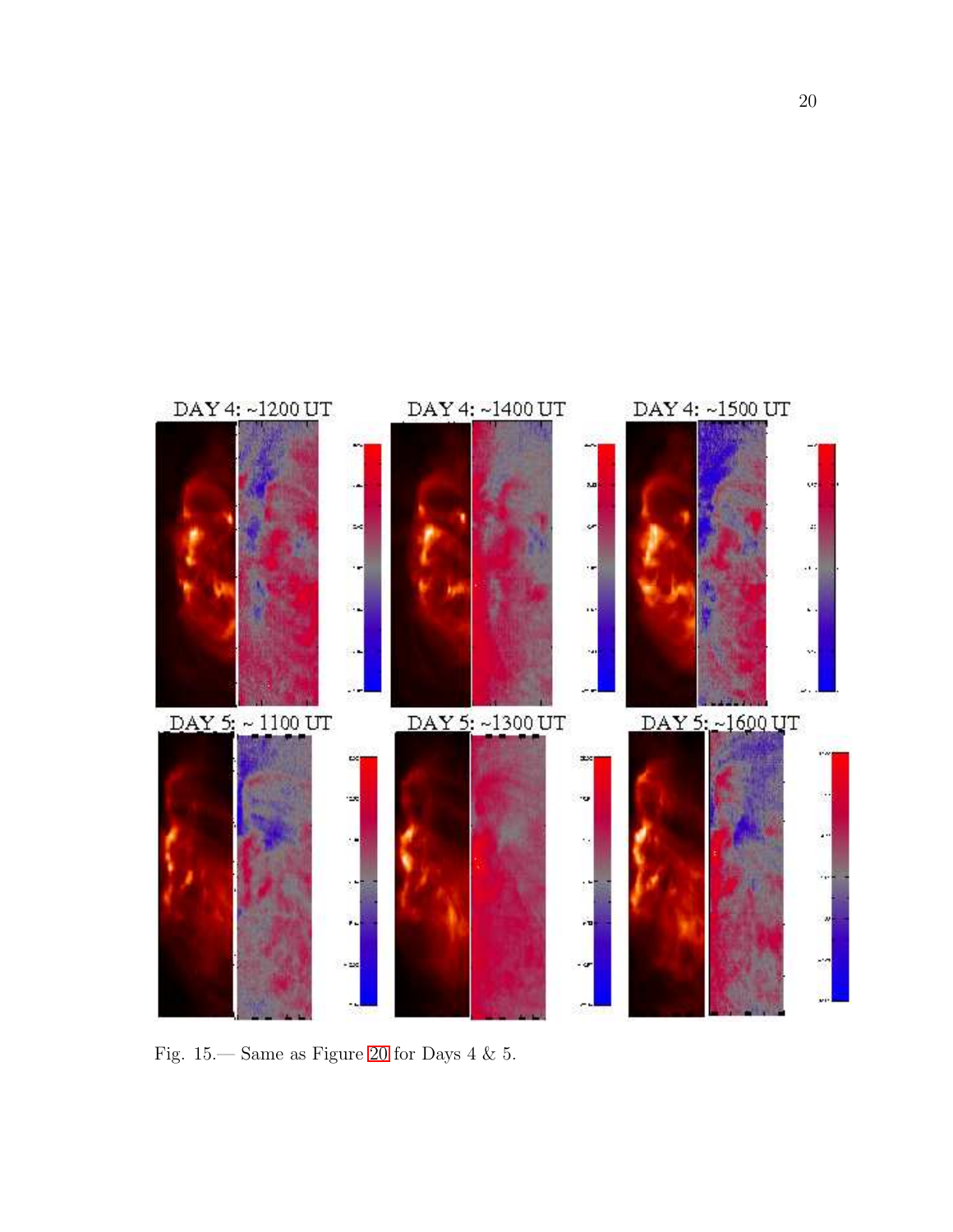Fig. 15.— Same as Figure 20 for Days 4 & 5.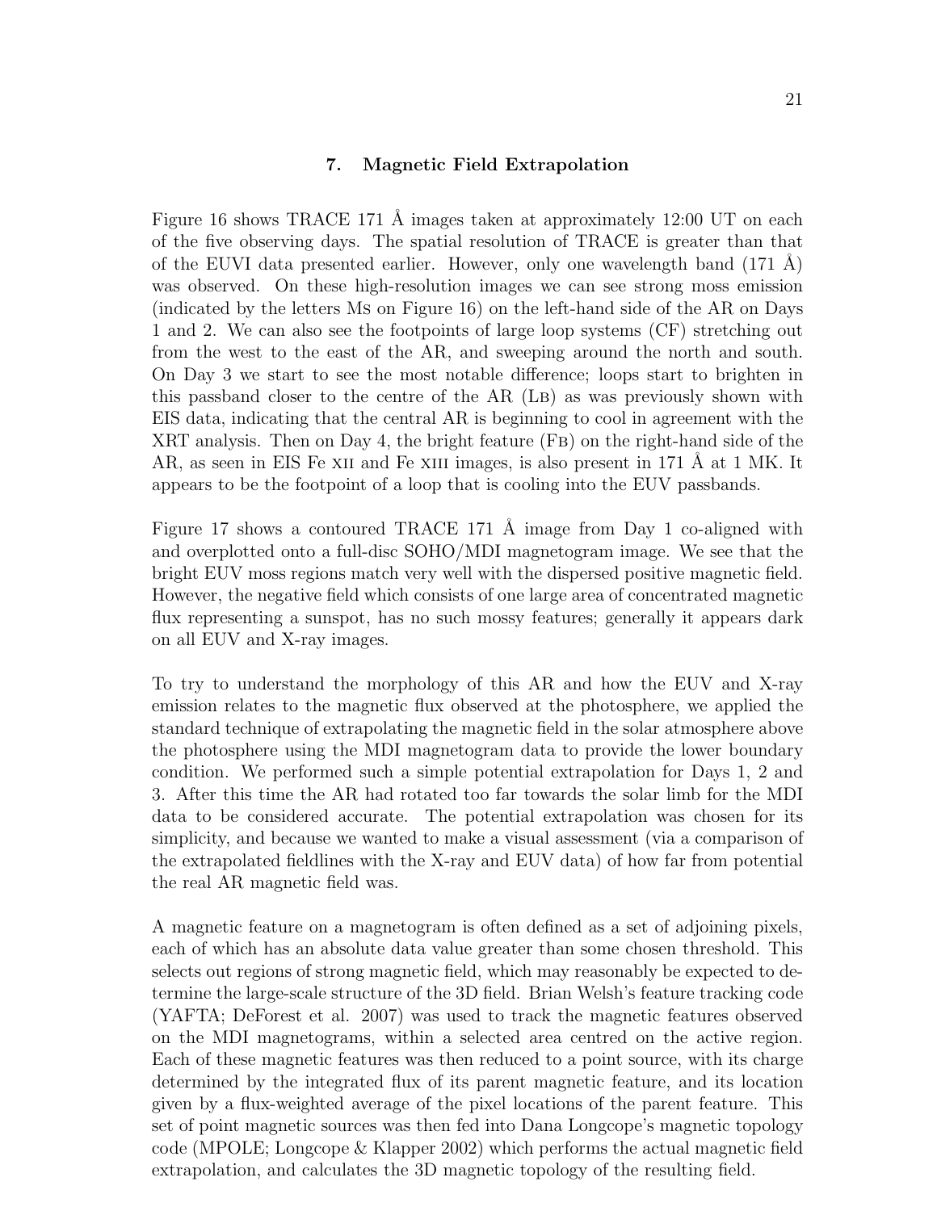## 7. Magnetic Field Extrapolation

Figure 16 shows TRACE 171 Å images taken at approximately 12:00 UT on each of the five observing days. The spatial resolution of TRACE is greater than that of the EUVI data presented earlier. However, only one wavelength band (171 Å) was observed. On these high-resolution images we can see strong moss emission (indicated by the letters Ms on Figure 16) on the left-hand side of the AR on Days 1 and 2. We can also see the footpoints of large loop systems (CF) stretching out from the west to the east of the AR, and sweeping around the north and south. On Day 3 we start to see the most notable difference; loops start to brighten in this passband closer to the centre of the AR (Lb) as was previously shown with EIS data, indicating that the central AR is beginning to cool in agreement with the XRT analysis. Then on Day 4, the bright feature (Fb) on the right-hand side of the AR, as seen in EIS Fe xii and Fe xiii images, is also present in 171 Å at 1 MK. It appears to be the footpoint of a loop that is cooling into the EUV passbands.

Figure 17 shows a contoured TRACE 171 Å image from Day 1 co-aligned with and overplotted onto a full-disc SOHO/MDI magnetogram image. We see that the bright EUV moss regions match very well with the dispersed positive magnetic field. However, the negative field which consists of one large area of concentrated magnetic flux representing a sunspot, has no such mossy features; generally it appears dark on all EUV and X-ray images.

To try to understand the morphology of this AR and how the EUV and X-ray emission relates to the magnetic flux observed at the photosphere, we applied the standard technique of extrapolating the magnetic field in the solar atmosphere above the photosphere using the MDI magnetogram data to provide the lower boundary condition. We performed such a simple potential extrapolation for Days 1, 2 and 3. After this time the AR had rotated too far towards the solar limb for the MDI data to be considered accurate. The potential extrapolation was chosen for its simplicity, and because we wanted to make a visual assessment (via a comparison of the extrapolated fieldlines with the X-ray and EUV data) of how far from potential the real AR magnetic field was.

A magnetic feature on a magnetogram is often defined as a set of adjoining pixels, each of which has an absolute data value greater than some chosen threshold. This selects out regions of strong magnetic field, which may reasonably be expected to determine the large-scale structure of the 3D field. Brian Welsh's feature tracking code (YAFTA; DeForest et al. 2007) was used to track the magnetic features observed on the MDI magnetograms, within a selected area centred on the active region. Each of these magnetic features was then reduced to a point source, with its charge determined by the integrated flux of its parent magnetic feature, and its location given by a flux-weighted average of the pixel locations of the parent feature. This set of point magnetic sources was then fed into Dana Longcope's magnetic topology code (MPOLE; Longcope & Klapper 2002) which performs the actual magnetic field extrapolation, and calculates the 3D magnetic topology of the resulting field.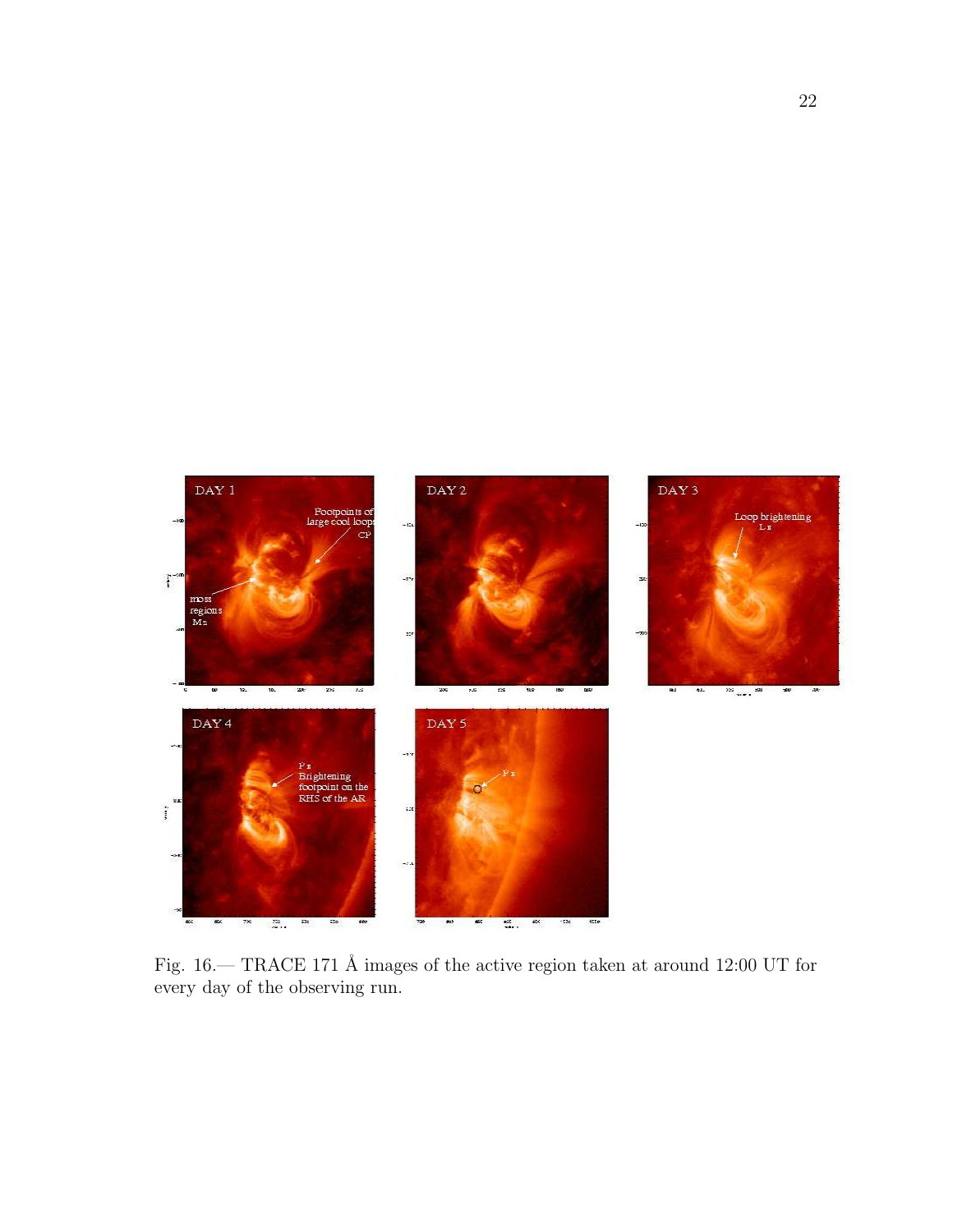Fig. 16.— TRACE 171 Å images of the active region taken at around 12:00 UT for every day of the observing run.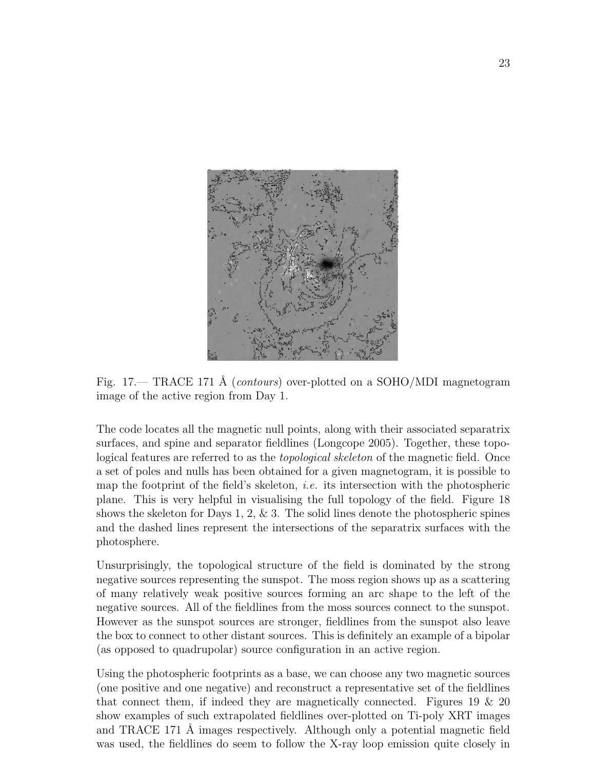Fig. 17.— TRACE 171 Å (*contours*) over-plotted on a SOHO/MDI magnetogram image of the active region from Day 1.

The code locates all the magnetic null points, along with their associated separatrix surfaces, and spine and separator fieldlines (Longcope 2005). Together, these topological features are referred to as the *topological skeleton* of the magnetic field. Once a set of poles and nulls has been obtained for a given magnetogram, it is possible to map the footprint of the field's skeleton, *i.e.* its intersection with the photospheric plane. This is very helpful in visualising the full topology of the field. Figure 18 shows the skeleton for Days 1, 2, & 3. The solid lines denote the photospheric spines and the dashed lines represent the intersections of the separatrix surfaces with the photosphere.

Unsurprisingly, the topological structure of the field is dominated by the strong negative sources representing the sunspot. The moss region shows up as a scattering of many relatively weak positive sources forming an arc shape to the left of the negative sources. All of the fieldlines from the moss sources connect to the sunspot. However as the sunspot sources are stronger, fieldlines from the sunspot also leave the box to connect to other distant sources. This is definitely an example of a bipolar (as opposed to quadrupolar) source configuration in an active region.

Using the photospheric footprints as a base, we can choose any two magnetic sources (one positive and one negative) and reconstruct a representative set of the fieldlines that connect them, if indeed they are magnetically connected. Figures 19 & 20 show examples of such extrapolated fieldlines over-plotted on Ti-poly XRT images and TRACE 171 Å images respectively. Although only a potential magnetic field was used, the fieldlines do seem to follow the X-ray loop emission quite closely in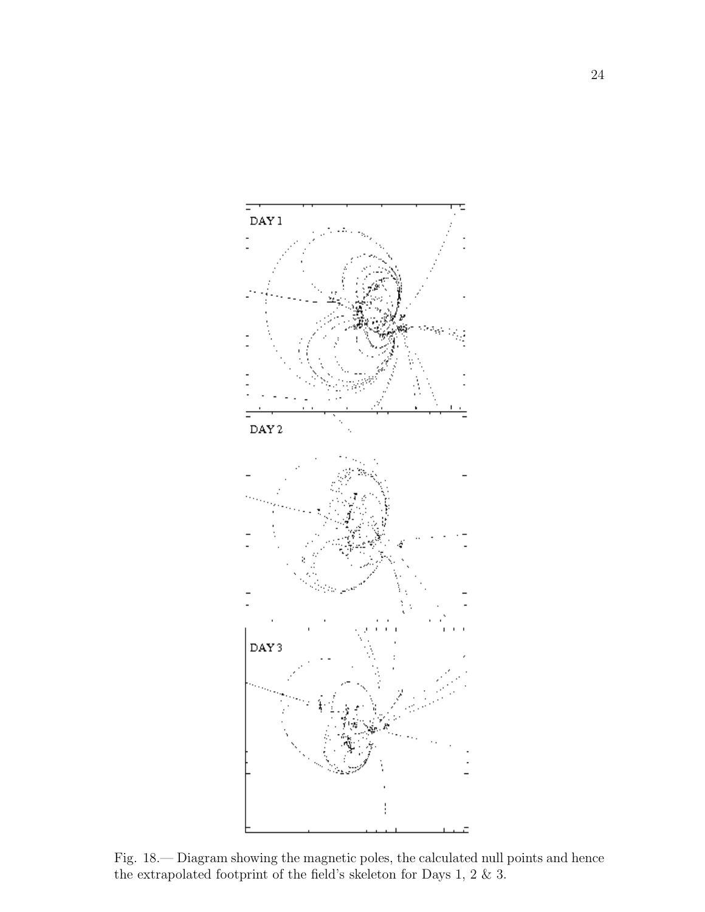Fig. 18.— Diagram showing the magnetic poles, the calculated null points and hence the extrapolated footprint of the field's skeleton for Days 1, 2 & 3.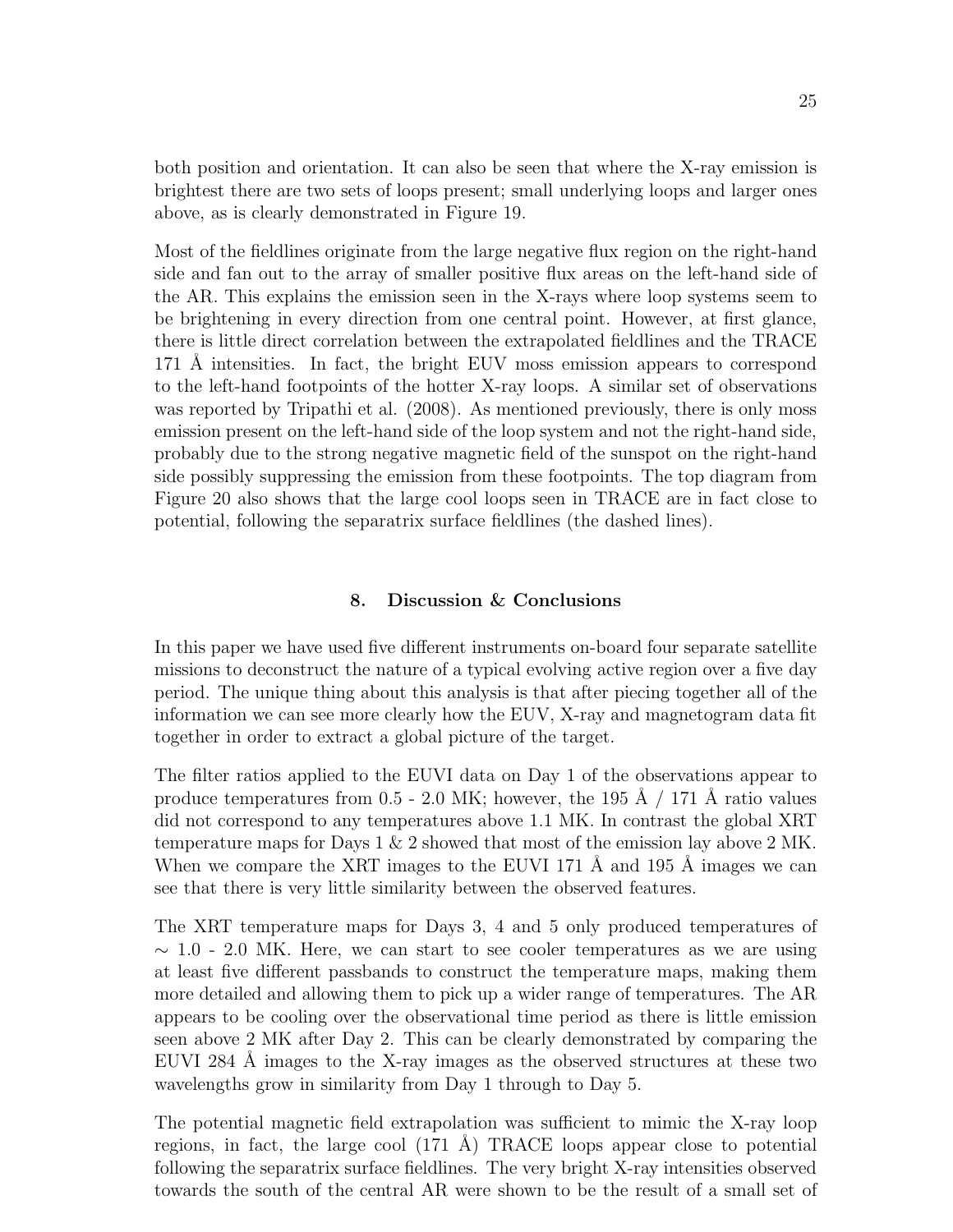both position and orientation. It can also be seen that where the X-ray emission is brightest there are two sets of loops present; small underlying loops and larger ones above, as is clearly demonstrated in Figure 19.

Most of the fieldlines originate from the large negative flux region on the right-hand side and fan out to the array of smaller positive flux areas on the left-hand side of the AR. This explains the emission seen in the X-rays where loop systems seem to be brightening in every direction from one central point. However, at first glance, there is little direct correlation between the extrapolated fieldlines and the TRACE 171 Å intensities. In fact, the bright EUV moss emission appears to correspond to the left-hand footpoints of the hotter X-ray loops. A similar set of observations was reported by Tripathi et al. (2008). As mentioned previously, there is only moss emission present on the left-hand side of the loop system and not the right-hand side, probably due to the strong negative magnetic field of the sunspot on the right-hand side possibly suppressing the emission from these footpoints. The top diagram from Figure 20 also shows that the large cool loops seen in TRACE are in fact close to potential, following the separatrix surface fieldlines (the dashed lines).

## 8. Discussion & Conclusions

In this paper we have used five different instruments on-board four separate satellite missions to deconstruct the nature of a typical evolving active region over a five day period. The unique thing about this analysis is that after piecing together all of the information we can see more clearly how the EUV, X-ray and magnetogram data fit together in order to extract a global picture of the target.

The filter ratios applied to the EUVI data on Day 1 of the observations appear to produce temperatures from 0.5 - 2.0 MK; however, the 195 Å / 171 Å ratio values did not correspond to any temperatures above 1.1 MK. In contrast the global XRT temperature maps for Days 1 & 2 showed that most of the emission lay above 2 MK. When we compare the XRT images to the EUVI 171 Å and 195 Å images we can see that there is very little similarity between the observed features.

The XRT temperature maps for Days 3, 4 and 5 only produced temperatures of $\sim$ 1.0 - 2.0 MK. Here, we can start to see cooler temperatures as we are using at least five different passbands to construct the temperature maps, making them more detailed and allowing them to pick up a wider range of temperatures. The AR appears to be cooling over the observational time period as there is little emission seen above 2 MK after Day 2. This can be clearly demonstrated by comparing the EUVI 284 Å images to the X-ray images as the observed structures at these two wavelengths grow in similarity from Day 1 through to Day 5.

The potential magnetic field extrapolation was sufficient to mimic the X-ray loop regions, in fact, the large cool (171 Å) TRACE loops appear close to potential following the separatrix surface fieldlines. The very bright X-ray intensities observed towards the south of the central AR were shown to be the result of a small set of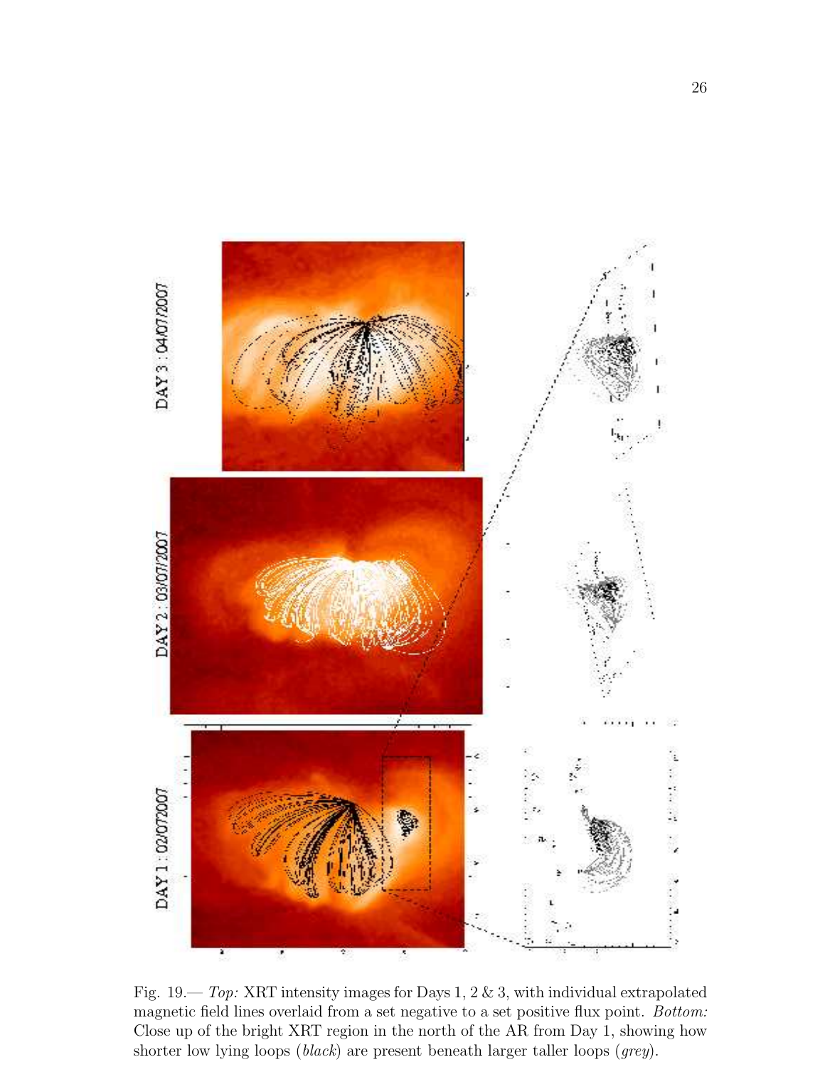Fig. 19.— *Top:* XRT intensity images for Days 1, 2 & 3, with individual extrapolated magnetic field lines overlaid from a set negative to a set positive flux point. *Bottom:* Close up of the bright XRT region in the north of the AR from Day 1, showing how shorter low lying loops (*black*) are present beneath larger taller loops (*grey*).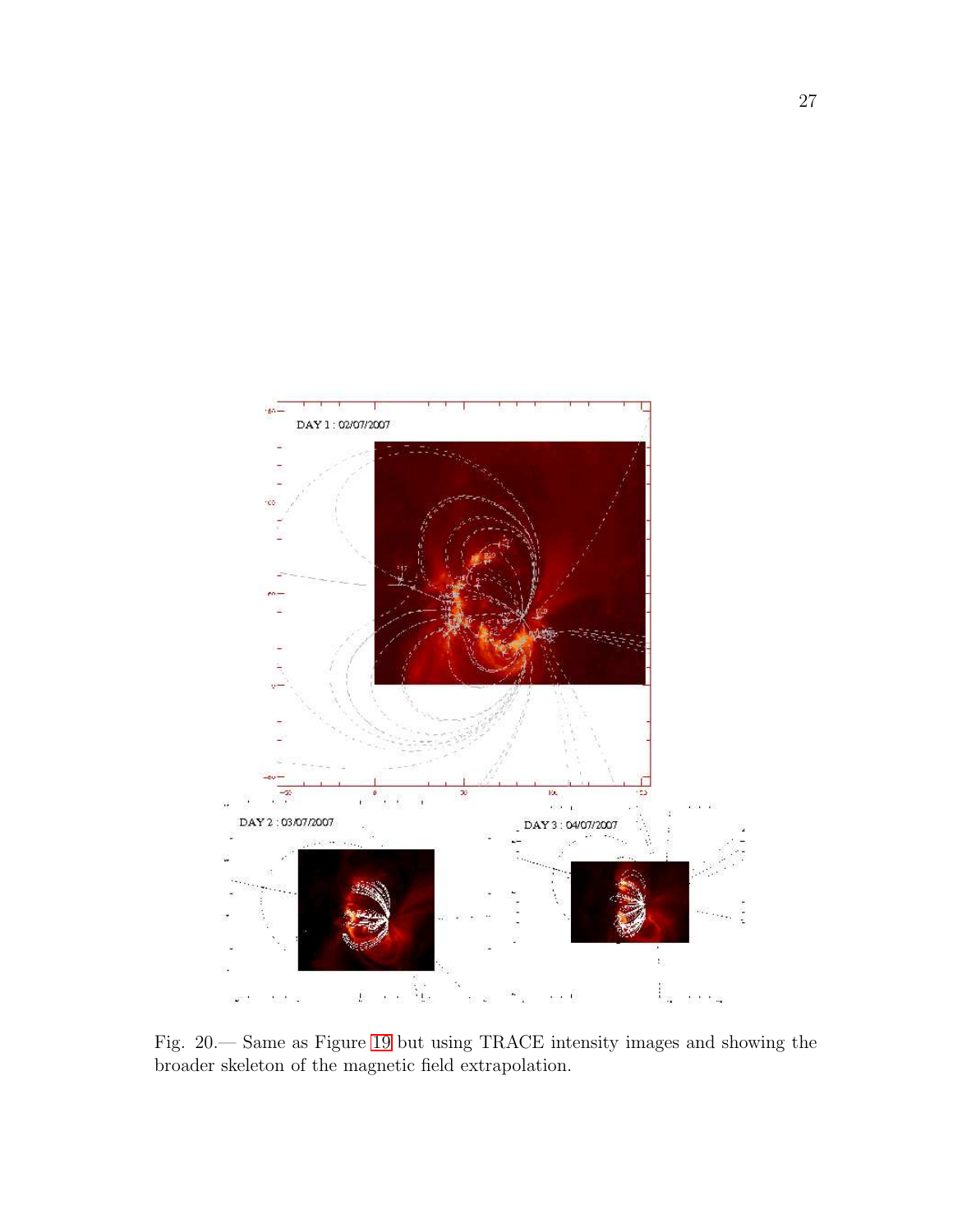Fig. 20.— Same as Figure 19 but using TRACE intensity images and showing the broader skeleton of the magnetic field extrapolation.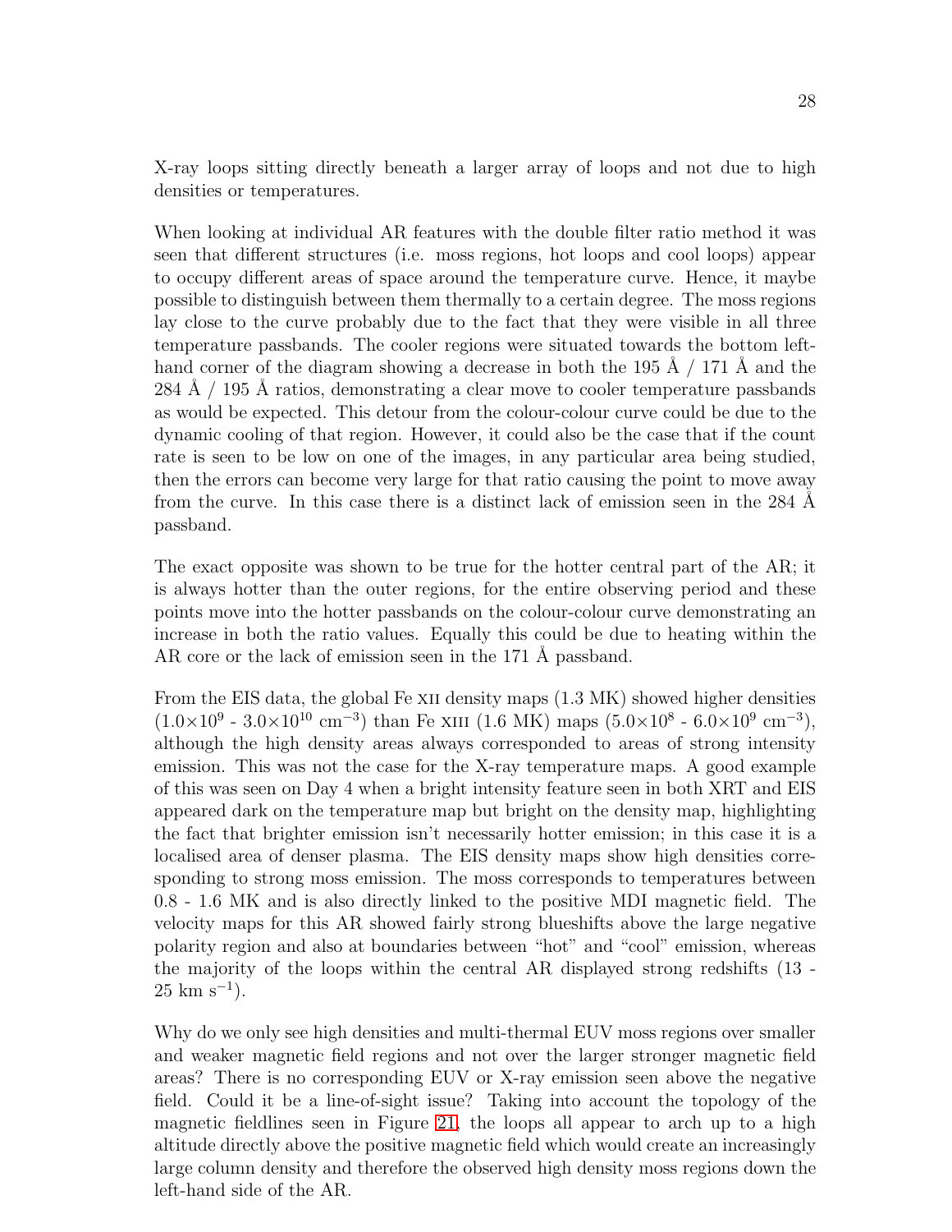X-ray loops sitting directly beneath a larger array of loops and not due to high densities or temperatures.

When looking at individual AR features with the double filter ratio method it was seen that different structures (i.e. moss regions, hot loops and cool loops) appear to occupy different areas of space around the temperature curve. Hence, it maybe possible to distinguish between them thermally to a certain degree. The moss regions lay close to the curve probably due to the fact that they were visible in all three temperature passbands. The cooler regions were situated towards the bottom left-hand corner of the diagram showing a decrease in both the 195 Å / 171 Å and the 284 Å / 195 Å ratios, demonstrating a clear move to cooler temperature passbands as would be expected. This detour from the colour-colour curve could be due to the dynamic cooling of that region. However, it could also be the case that if the count rate is seen to be low on one of the images, in any particular area being studied, then the errors can become very large for that ratio causing the point to move away from the curve. In this case there is a distinct lack of emission seen in the 284 Å passband.

The exact opposite was shown to be true for the hotter central part of the AR; it is always hotter than the outer regions, for the entire observing period and these points move into the hotter passbands on the colour-colour curve demonstrating an increase in both the ratio values. Equally this could be due to heating within the AR core or the lack of emission seen in the 171 Å passband.

From the EIS data, the global Fe XII density maps (1.3 MK) showed higher densities ($1.0\times10^{9}$ - $3.0\times10^{10}$ cm$^{-3}$) than Fe XIII (1.6 MK) maps ($5.0\times10^{8}$ - $6.0\times10^{9}$ cm$^{-3}$), although the high density areas always corresponded to areas of strong intensity emission. This was not the case for the X-ray temperature maps. A good example of this was seen on Day 4 when a bright intensity feature seen in both XRT and EIS appeared dark on the temperature map but bright on the density map, highlighting the fact that brighter emission isn't necessarily hotter emission; in this case it is a localised area of denser plasma. The EIS density maps show high densities corresponding to strong moss emission. The moss corresponds to temperatures between 0.8 - 1.6 MK and is also directly linked to the positive MDI magnetic field. The velocity maps for this AR showed fairly strong blueshifts above the large negative polarity region and also at boundaries between "hot" and "cool" emission, whereas the majority of the loops within the central AR displayed strong redshifts (13 - 25 km s$^{-1}$).

Why do we only see high densities and multi-thermal EUV moss regions over smaller and weaker magnetic field regions and not over the larger stronger magnetic field areas? There is no corresponding EUV or X-ray emission seen above the negative field. Could it be a line-of-sight issue? Taking into account the topology of the magnetic fieldlines seen in Figure 21, the loops all appear to arch up to a high altitude directly above the positive magnetic field which would create an increasingly large column density and therefore the observed high density moss regions down the left-hand side of the AR.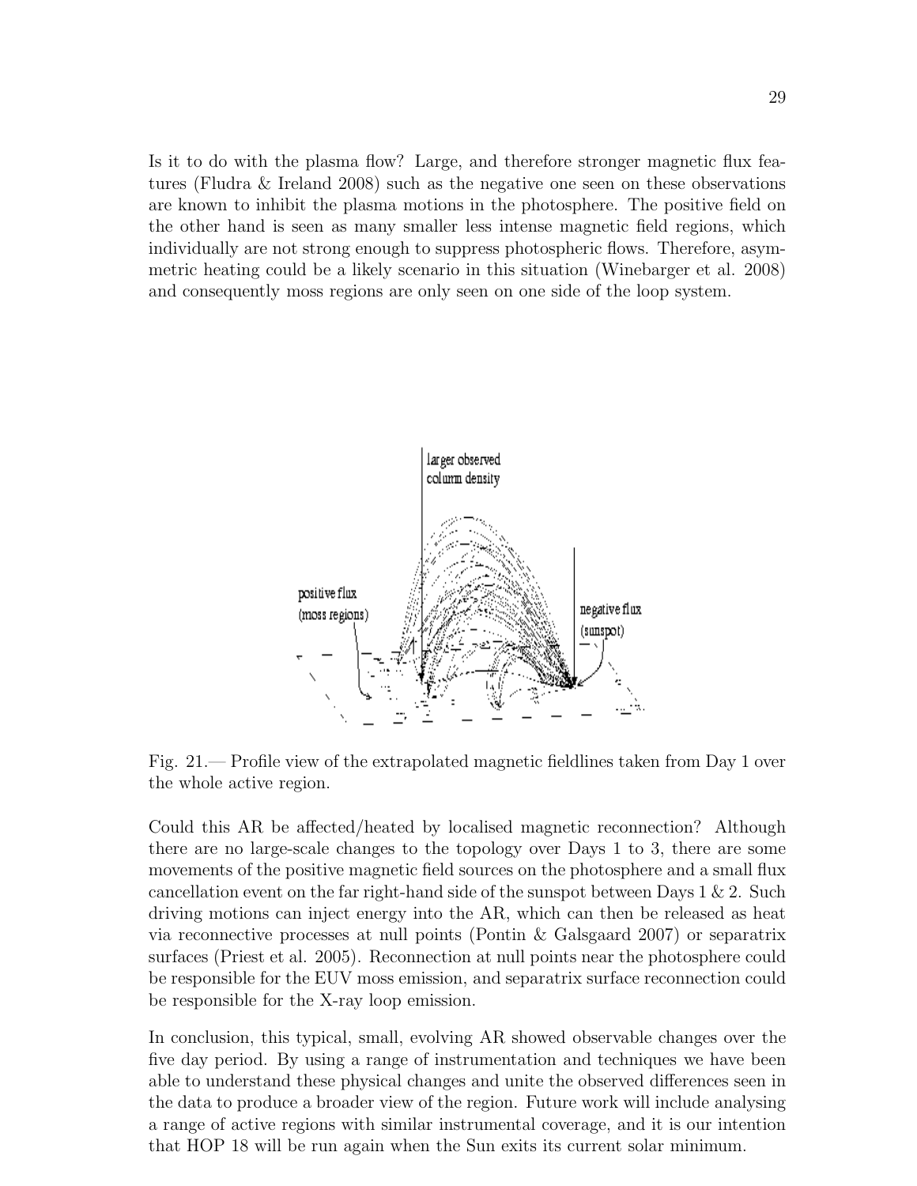Is it to do with the plasma flow? Large, and therefore stronger magnetic flux features (Fludra & Ireland 2008) such as the negative one seen on these observations are known to inhibit the plasma motions in the photosphere. The positive field on the other hand is seen as many smaller less intense magnetic field regions, which individually are not strong enough to suppress photospheric flows. Therefore, asymmetric heating could be a likely scenario in this situation (Winebarger et al. 2008) and consequently moss regions are only seen on one side of the loop system.

Fig. 21.— Profile view of the extrapolated magnetic fieldlines taken from Day 1 over the whole active region.

Could this AR be affected/heated by localised magnetic reconnection? Although there are no large-scale changes to the topology over Days 1 to 3, there are some movements of the positive magnetic field sources on the photosphere and a small flux cancellation event on the far right-hand side of the sunspot between Days 1 & 2. Such driving motions can inject energy into the AR, which can then be released as heat via reconnective processes at null points (Pontin & Galsgaard 2007) or separatrix surfaces (Priest et al. 2005). Reconnection at null points near the photosphere could be responsible for the EUV moss emission, and separatrix surface reconnection could be responsible for the X-ray loop emission.

In conclusion, this typical, small, evolving AR showed observable changes over the five day period. By using a range of instrumentation and techniques we have been able to understand these physical changes and unite the observed differences seen in the data to produce a broader view of the region. Future work will include analysing a range of active regions with similar instrumental coverage, and it is our intention that HOP 18 will be run again when the Sun exits its current solar minimum.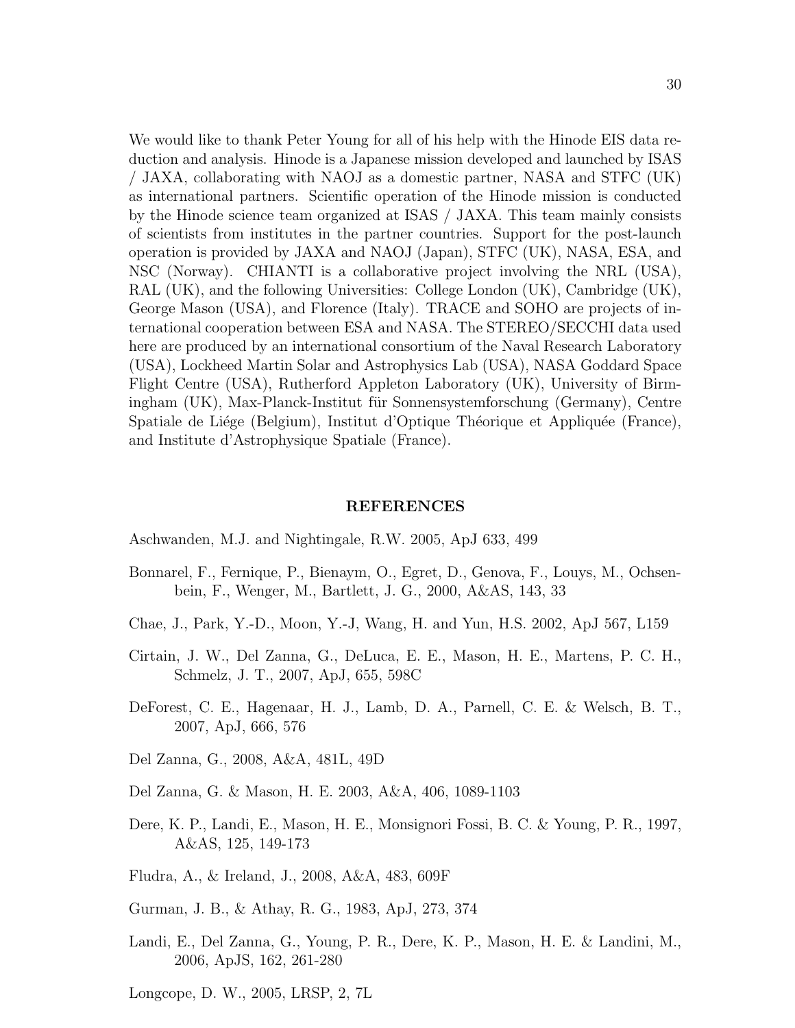We would like to thank Peter Young for all of his help with the Hinode EIS data reduction and analysis. Hinode is a Japanese mission developed and launched by ISAS / JAXA, collaborating with NAOJ as a domestic partner, NASA and STFC (UK) as international partners. Scientific operation of the Hinode mission is conducted by the Hinode science team organized at ISAS / JAXA. This team mainly consists of scientists from institutes in the partner countries. Support for the post-launch operation is provided by JAXA and NAOJ (Japan), STFC (UK), NASA, ESA, and NSC (Norway). CHIANTI is a collaborative project involving the NRL (USA), RAL (UK), and the following Universities: College London (UK), Cambridge (UK), George Mason (USA), and Florence (Italy). TRACE and SOHO are projects of international cooperation between ESA and NASA. The STEREO/SECCHI data used here are produced by an international consortium of the Naval Research Laboratory (USA), Lockheed Martin Solar and Astrophysics Lab (USA), NASA Goddard Space Flight Centre (USA), Rutherford Appleton Laboratory (UK), University of Birmingham (UK), Max-Planck-Institut für Sonnensystemforschung (Germany), Centre Spatiale de Liége (Belgium), Institut d'Optique Théorique et Appliquée (France), and Institute d'Astrophysique Spatiale (France).

## REFERENCES

Aschwanden, M.J. and Nightingale, R.W. 2005, ApJ 633, 499

Bonnarel, F., Fernique, P., Bienaym, O., Egret, D., Genova, F., Louys, M., Ochsenbein, F., Wenger, M., Bartlett, J. G., 2000, A&AS, 143, 33

Chae, J., Park, Y.-D., Moon, Y.-J, Wang, H. and Yun, H.S. 2002, ApJ 567, L159

Cirtain, J. W., Del Zanna, G., DeLuca, E. E., Mason, H. E., Martens, P. C. H., Schmelz, J. T., 2007, ApJ, 655, 598C

DeForest, C. E., Hagenaar, H. J., Lamb, D. A., Parnell, C. E. & Welsch, B. T., 2007, ApJ, 666, 576

Del Zanna, G., 2008, A&A, 481L, 49D

Del Zanna, G. & Mason, H. E. 2003, A&A, 406, 1089-1103

Dere, K. P., Landi, E., Mason, H. E., Monsignori Fossi, B. C. & Young, P. R., 1997, A&AS, 125, 149-173

Fludra, A., & Ireland, J., 2008, A&A, 483, 609F

Gurman, J. B., & Athay, R. G., 1983, ApJ, 273, 374

Landi, E., Del Zanna, G., Young, P. R., Dere, K. P., Mason, H. E. & Landini, M., 2006, ApJS, 162, 261-280

Longcope, D. W., 2005, LRSP, 2, 7L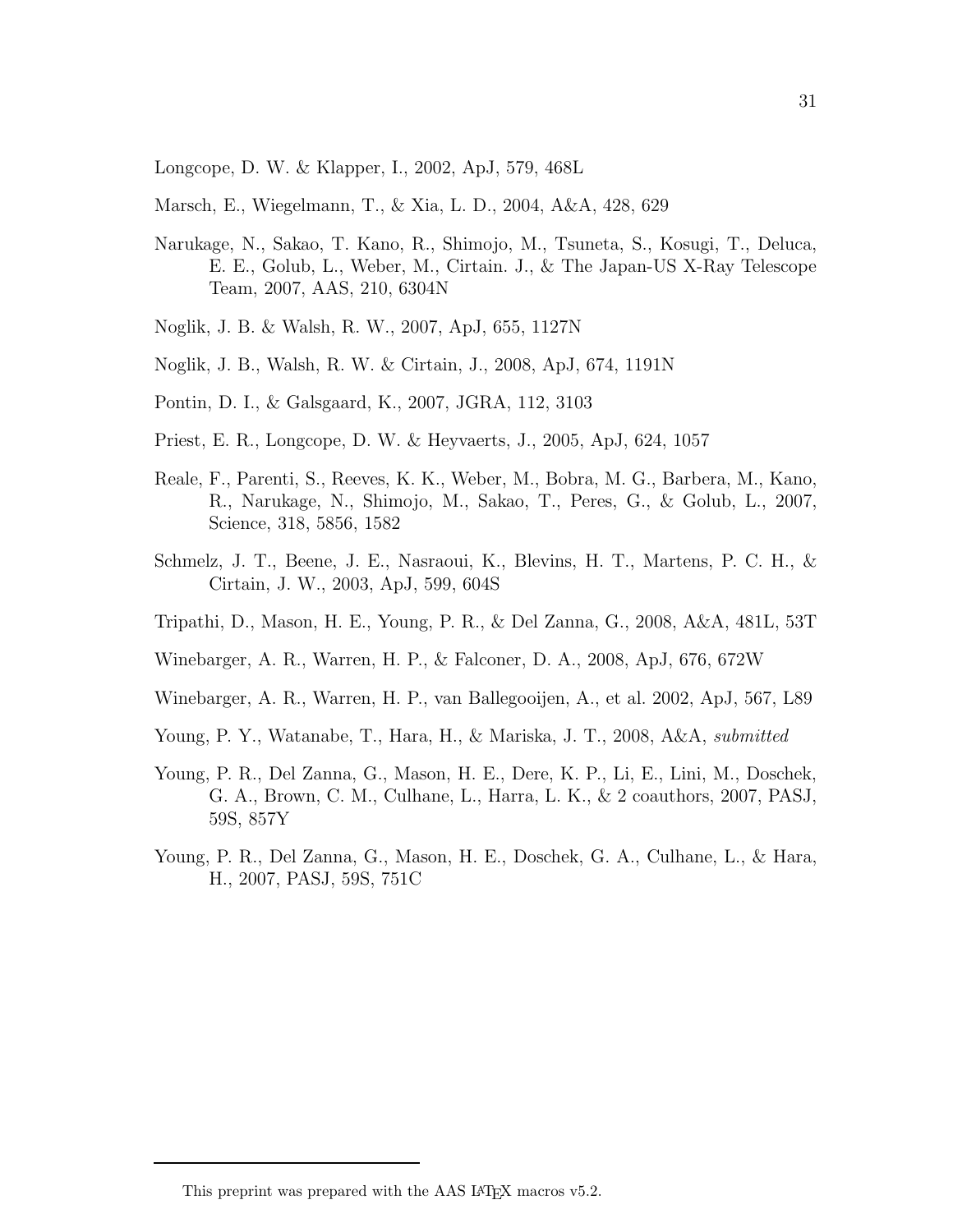Longcope, D. W. & Klapper, I., 2002, ApJ, 579, 468L

Marsch, E., Wiegelmann, T., & Xia, L. D., 2004, A&A, 428, 629

Narukage, N., Sakao, T. Kano, R., Shimojo, M., Tsuneta, S., Kosugi, T., Deluca, E. E., Golub, L., Weber, M., Cirtain. J., & The Japan-US X-Ray Telescope Team, 2007, AAS, 210, 6304N

Noglik, J. B. & Walsh, R. W., 2007, ApJ, 655, 1127N

Noglik, J. B., Walsh, R. W. & Cirtain, J., 2008, ApJ, 674, 1191N

Pontin, D. I., & Galsgaard, K., 2007, JGRA, 112, 3103

Priest, E. R., Longcope, D. W. & Heyvaerts, J., 2005, ApJ, 624, 1057

Reale, F., Parenti, S., Reeves, K. K., Weber, M., Bobra, M. G., Barbera, M., Kano, R., Narukage, N., Shimojo, M., Sakao, T., Peres, G., & Golub, L., 2007, Science, 318, 5856, 1582

Schmelz, J. T., Beene, J. E., Nasraoui, K., Blevins, H. T., Martens, P. C. H., & Cirtain, J. W., 2003, ApJ, 599, 604S

Tripathi, D., Mason, H. E., Young, P. R., & Del Zanna, G., 2008, A&A, 481L, 53T

Winebarger, A. R., Warren, H. P., & Falconer, D. A., 2008, ApJ, 676, 672W

Winebarger, A. R., Warren, H. P., van Ballegooijen, A., et al. 2002, ApJ, 567, L89

Young, P. Y., Watanabe, T., Hara, H., & Mariska, J. T., 2008, A&A, *submitted*

Young, P. R., Del Zanna, G., Mason, H. E., Dere, K. P., Li, E., Lini, M., Doschek, G. A., Brown, C. M., Culhane, L., Harra, L. K., & 2 coauthors, 2007, PASJ, 59S, 857Y

Young, P. R., Del Zanna, G., Mason, H. E., Doschek, G. A., Culhane, L., & Hara, H., 2007, PASJ, 59S, 751C

This preprint was prepared with the AAS LATEX macros v5.2.